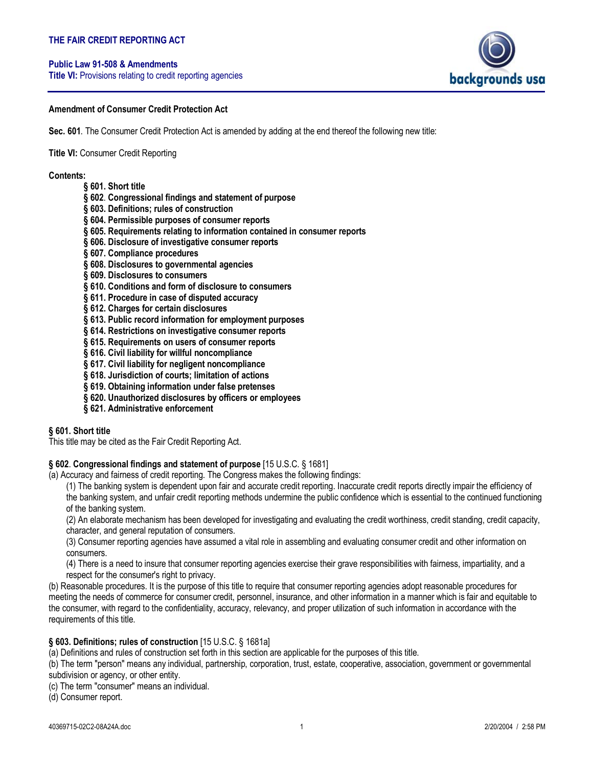# THE FAIR CREDIT REPORTING ACT

**Public Law 91-508 & Amendments**
**Title VI:** Provisions relating to credit reporting agencies

**Amendment of Consumer Credit Protection Act**

**Sec. 601**. The Consumer Credit Protection Act is amended by adding at the end thereof the following new title:

**Title VI:** Consumer Credit Reporting

**Contents:**

- **§ 601. Short title**
- **§ 602. Congressional findings and statement of purpose**
- **§ 603. Definitions; rules of construction**
- **§ 604. Permissible purposes of consumer reports**
- **§ 605. Requirements relating to information contained in consumer reports**
- **§ 606. Disclosure of investigative consumer reports**
- **§ 607. Compliance procedures**
- **§ 608. Disclosures to governmental agencies**
- **§ 609. Disclosures to consumers**
- **§ 610. Conditions and form of disclosure to consumers**
- **§ 611. Procedure in case of disputed accuracy**
- **§ 612. Charges for certain disclosures**
- **§ 613. Public record information for employment purposes**
- **§ 614. Restrictions on investigative consumer reports**
- **§ 615. Requirements on users of consumer reports**
- **§ 616. Civil liability for willful noncompliance**
- **§ 617. Civil liability for negligent noncompliance**
- **§ 618. Jurisdiction of courts; limitation of actions**
- **§ 619. Obtaining information under false pretenses**
- **§ 620. Unauthorized disclosures by officers or employees**
- **§ 621. Administrative enforcement**

### § 601. Short title

This title may be cited as the Fair Credit Reporting Act.

### § 602. Congressional findings and statement of purpose [15 U.S.C. § 1681]

(a) Accuracy and fairness of credit reporting. The Congress makes the following findings:

(1) The banking system is dependent upon fair and accurate credit reporting. Inaccurate credit reports directly impair the efficiency of the banking system, and unfair credit reporting methods undermine the public confidence which is essential to the continued functioning of the banking system.

(2) An elaborate mechanism has been developed for investigating and evaluating the credit worthiness, credit standing, credit capacity, character, and general reputation of consumers.

(3) Consumer reporting agencies have assumed a vital role in assembling and evaluating consumer credit and other information on consumers.

(4) There is a need to insure that consumer reporting agencies exercise their grave responsibilities with fairness, impartiality, and a respect for the consumer's right to privacy.

(b) Reasonable procedures. It is the purpose of this title to require that consumer reporting agencies adopt reasonable procedures for meeting the needs of commerce for consumer credit, personnel, insurance, and other information in a manner which is fair and equitable to the consumer, with regard to the confidentiality, accuracy, relevancy, and proper utilization of such information in accordance with the requirements of this title.

### § 603. Definitions; rules of construction [15 U.S.C. § 1681a]

(a) Definitions and rules of construction set forth in this section are applicable for the purposes of this title.

(b) The term "person" means any individual, partnership, corporation, trust, estate, cooperative, association, government or governmental subdivision or agency, or other entity.

(c) The term "consumer" means an individual.

(d) Consumer report.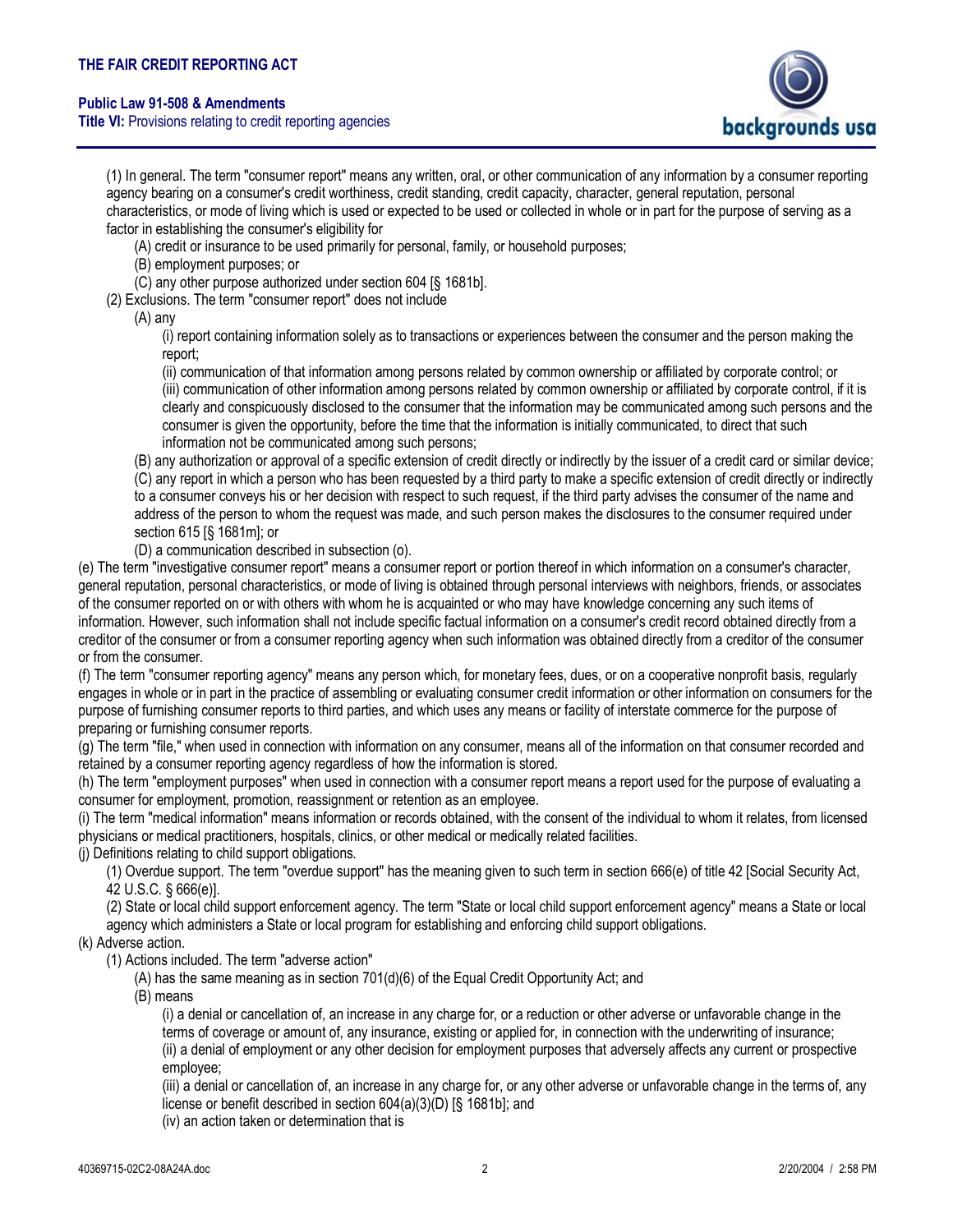(1) In general. The term "consumer report" means any written, oral, or other communication of any information by a consumer reporting agency bearing on a consumer's credit worthiness, credit standing, credit capacity, character, general reputation, personal characteristics, or mode of living which is used or expected to be used or collected in whole or in part for the purpose of serving as a factor in establishing the consumer's eligibility for

(A) credit or insurance to be used primarily for personal, family, or household purposes;

(B) employment purposes; or

(C) any other purpose authorized under section 604 [§ 1681b].

(2) Exclusions. The term "consumer report" does not include

(A) any

(i) report containing information solely as to transactions or experiences between the consumer and the person making the report;

(ii) communication of that information among persons related by common ownership or affiliated by corporate control; or

(iii) communication of other information among persons related by common ownership or affiliated by corporate control, if it is clearly and conspicuously disclosed to the consumer that the information may be communicated among such persons and the consumer is given the opportunity, before the time that the information is initially communicated, to direct that such information not be communicated among such persons;

(B) any authorization or approval of a specific extension of credit directly or indirectly by the issuer of a credit card or similar device;

(C) any report in which a person who has been requested by a third party to make a specific extension of credit directly or indirectly to a consumer conveys his or her decision with respect to such request, if the third party advises the consumer of the name and address of the person to whom the request was made, and such person makes the disclosures to the consumer required under section 615 [§ 1681m]; or

(D) a communication described in subsection (o).

(e) The term "investigative consumer report" means a consumer report or portion thereof in which information on a consumer's character, general reputation, personal characteristics, or mode of living is obtained through personal interviews with neighbors, friends, or associates of the consumer reported on or with others with whom he is acquainted or who may have knowledge concerning any such items of information. However, such information shall not include specific factual information on a consumer's credit record obtained directly from a creditor of the consumer or from a consumer reporting agency when such information was obtained directly from a creditor of the consumer or from the consumer.

(f) The term "consumer reporting agency" means any person which, for monetary fees, dues, or on a cooperative nonprofit basis, regularly engages in whole or in part in the practice of assembling or evaluating consumer credit information or other information on consumers for the purpose of furnishing consumer reports to third parties, and which uses any means or facility of interstate commerce for the purpose of preparing or furnishing consumer reports.

(g) The term "file," when used in connection with information on any consumer, means all of the information on that consumer recorded and retained by a consumer reporting agency regardless of how the information is stored.

(h) The term "employment purposes" when used in connection with a consumer report means a report used for the purpose of evaluating a consumer for employment, promotion, reassignment or retention as an employee.

(i) The term "medical information" means information or records obtained, with the consent of the individual to whom it relates, from licensed physicians or medical practitioners, hospitals, clinics, or other medical or medically related facilities.

(j) Definitions relating to child support obligations.

(1) Overdue support. The term "overdue support" has the meaning given to such term in section 666(e) of title 42 [Social Security Act, 42 U.S.C. § 666(e)].

(2) State or local child support enforcement agency. The term "State or local child support enforcement agency" means a State or local agency which administers a State or local program for establishing and enforcing child support obligations.

(k) Adverse action.

(1) Actions included. The term "adverse action"

(A) has the same meaning as in section 701(d)(6) of the Equal Credit Opportunity Act; and

(B) means

(i) a denial or cancellation of, an increase in any charge for, or a reduction or other adverse or unfavorable change in the terms of coverage or amount of, any insurance, existing or applied for, in connection with the underwriting of insurance;

(ii) a denial of employment or any other decision for employment purposes that adversely affects any current or prospective employee;

(iii) a denial or cancellation of, an increase in any charge for, or any other adverse or unfavorable change in the terms of, any license or benefit described in section 604(a)(3)(D) [§ 1681b]; and

(iv) an action taken or determination that is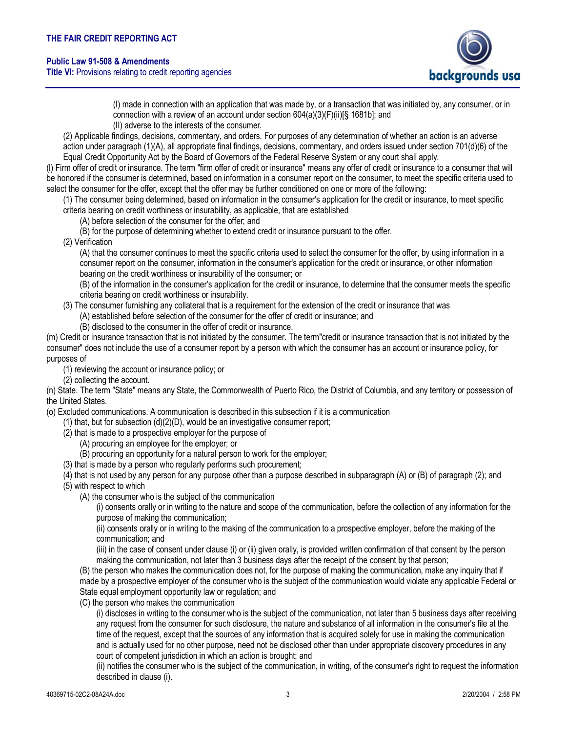(I) made in connection with an application that was made by, or a transaction that was initiated by, any consumer, or in connection with a review of an account under section 604(a)(3)(F)(ii)[§ 1681b]; and

(II) adverse to the interests of the consumer.

(2) Applicable findings, decisions, commentary, and orders. For purposes of any determination of whether an action is an adverse action under paragraph (1)(A), all appropriate final findings, decisions, commentary, and orders issued under section 701(d)(6) of the Equal Credit Opportunity Act by the Board of Governors of the Federal Reserve System or any court shall apply.

(l) Firm offer of credit or insurance. The term "firm offer of credit or insurance" means any offer of credit or insurance to a consumer that will be honored if the consumer is determined, based on information in a consumer report on the consumer, to meet the specific criteria used to select the consumer for the offer, except that the offer may be further conditioned on one or more of the following:

(1) The consumer being determined, based on information in the consumer's application for the credit or insurance, to meet specific criteria bearing on credit worthiness or insurability, as applicable, that are established

(A) before selection of the consumer for the offer; and

(B) for the purpose of determining whether to extend credit or insurance pursuant to the offer.

(2) Verification

(A) that the consumer continues to meet the specific criteria used to select the consumer for the offer, by using information in a consumer report on the consumer, information in the consumer's application for the credit or insurance, or other information bearing on the credit worthiness or insurability of the consumer; or

(B) of the information in the consumer's application for the credit or insurance, to determine that the consumer meets the specific criteria bearing on credit worthiness or insurability.

(3) The consumer furnishing any collateral that is a requirement for the extension of the credit or insurance that was

(A) established before selection of the consumer for the offer of credit or insurance; and

(B) disclosed to the consumer in the offer of credit or insurance.

(m) Credit or insurance transaction that is not initiated by the consumer. The term"credit or insurance transaction that is not initiated by the consumer" does not include the use of a consumer report by a person with which the consumer has an account or insurance policy, for purposes of

(1) reviewing the account or insurance policy; or

(2) collecting the account.

(n) State. The term "State" means any State, the Commonwealth of Puerto Rico, the District of Columbia, and any territory or possession of the United States.

(o) Excluded communications. A communication is described in this subsection if it is a communication

(1) that, but for subsection (d)(2)(D), would be an investigative consumer report;

(2) that is made to a prospective employer for the purpose of

(A) procuring an employee for the employer; or

(B) procuring an opportunity for a natural person to work for the employer;

(3) that is made by a person who regularly performs such procurement;

(4) that is not used by any person for any purpose other than a purpose described in subparagraph (A) or (B) of paragraph (2); and

(5) with respect to which

(A) the consumer who is the subject of the communication

(i) consents orally or in writing to the nature and scope of the communication, before the collection of any information for the purpose of making the communication;

(ii) consents orally or in writing to the making of the communication to a prospective employer, before the making of the communication; and

(iii) in the case of consent under clause (i) or (ii) given orally, is provided written confirmation of that consent by the person making the communication, not later than 3 business days after the receipt of the consent by that person;

(B) the person who makes the communication does not, for the purpose of making the communication, make any inquiry that if made by a prospective employer of the consumer who is the subject of the communication would violate any applicable Federal or State equal employment opportunity law or regulation; and

(C) the person who makes the communication

(i) discloses in writing to the consumer who is the subject of the communication, not later than 5 business days after receiving any request from the consumer for such disclosure, the nature and substance of all information in the consumer's file at the time of the request, except that the sources of any information that is acquired solely for use in making the communication and is actually used for no other purpose, need not be disclosed other than under appropriate discovery procedures in any court of competent jurisdiction in which an action is brought; and

(ii) notifies the consumer who is the subject of the communication, in writing, of the consumer's right to request the information described in clause (i).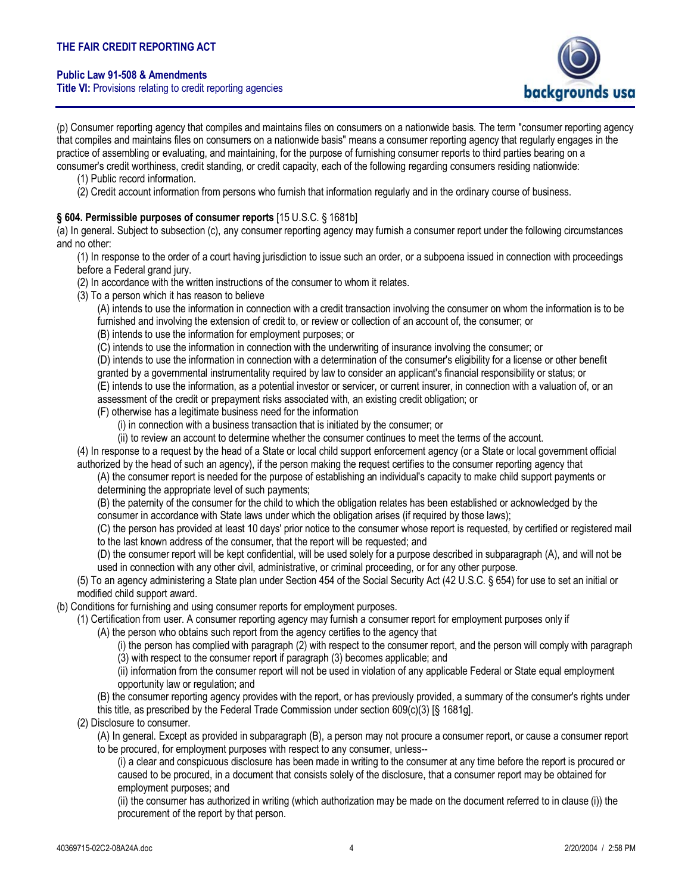(p) Consumer reporting agency that compiles and maintains files on consumers on a nationwide basis. The term "consumer reporting agency that compiles and maintains files on consumers on a nationwide basis" means a consumer reporting agency that regularly engages in the practice of assembling or evaluating, and maintaining, for the purpose of furnishing consumer reports to third parties bearing on a consumer's credit worthiness, credit standing, or credit capacity, each of the following regarding consumers residing nationwide:

(1) Public record information.

(2) Credit account information from persons who furnish that information regularly and in the ordinary course of business.

**§ 604. Permissible purposes of consumer reports** [15 U.S.C. § 1681b]

(a) In general. Subject to subsection (c), any consumer reporting agency may furnish a consumer report under the following circumstances and no other:

(1) In response to the order of a court having jurisdiction to issue such an order, or a subpoena issued in connection with proceedings before a Federal grand jury.

(2) In accordance with the written instructions of the consumer to whom it relates.

(3) To a person which it has reason to believe

(A) intends to use the information in connection with a credit transaction involving the consumer on whom the information is to be furnished and involving the extension of credit to, or review or collection of an account of, the consumer; or

(B) intends to use the information for employment purposes; or

(C) intends to use the information in connection with the underwriting of insurance involving the consumer; or

(D) intends to use the information in connection with a determination of the consumer's eligibility for a license or other benefit granted by a governmental instrumentality required by law to consider an applicant's financial responsibility or status; or

(E) intends to use the information, as a potential investor or servicer, or current insurer, in connection with a valuation of, or an assessment of the credit or prepayment risks associated with, an existing credit obligation; or

(F) otherwise has a legitimate business need for the information

(i) in connection with a business transaction that is initiated by the consumer; or

(ii) to review an account to determine whether the consumer continues to meet the terms of the account.

(4) In response to a request by the head of a State or local child support enforcement agency (or a State or local government official authorized by the head of such an agency), if the person making the request certifies to the consumer reporting agency that

(A) the consumer report is needed for the purpose of establishing an individual's capacity to make child support payments or determining the appropriate level of such payments;

(B) the paternity of the consumer for the child to which the obligation relates has been established or acknowledged by the consumer in accordance with State laws under which the obligation arises (if required by those laws);

(C) the person has provided at least 10 days' prior notice to the consumer whose report is requested, by certified or registered mail to the last known address of the consumer, that the report will be requested; and

(D) the consumer report will be kept confidential, will be used solely for a purpose described in subparagraph (A), and will not be used in connection with any other civil, administrative, or criminal proceeding, or for any other purpose.

(5) To an agency administering a State plan under Section 454 of the Social Security Act (42 U.S.C. § 654) for use to set an initial or modified child support award.

(b) Conditions for furnishing and using consumer reports for employment purposes.

(1) Certification from user. A consumer reporting agency may furnish a consumer report for employment purposes only if

(A) the person who obtains such report from the agency certifies to the agency that

(i) the person has complied with paragraph (2) with respect to the consumer report, and the person will comply with paragraph (3) with respect to the consumer report if paragraph (3) becomes applicable; and

(ii) information from the consumer report will not be used in violation of any applicable Federal or State equal employment opportunity law or regulation; and

(B) the consumer reporting agency provides with the report, or has previously provided, a summary of the consumer's rights under this title, as prescribed by the Federal Trade Commission under section 609(c)(3) [§ 1681g].

(2) Disclosure to consumer.

(A) In general. Except as provided in subparagraph (B), a person may not procure a consumer report, or cause a consumer report to be procured, for employment purposes with respect to any consumer, unless--

(i) a clear and conspicuous disclosure has been made in writing to the consumer at any time before the report is procured or caused to be procured, in a document that consists solely of the disclosure, that a consumer report may be obtained for employment purposes; and

(ii) the consumer has authorized in writing (which authorization may be made on the document referred to in clause (i)) the procurement of the report by that person.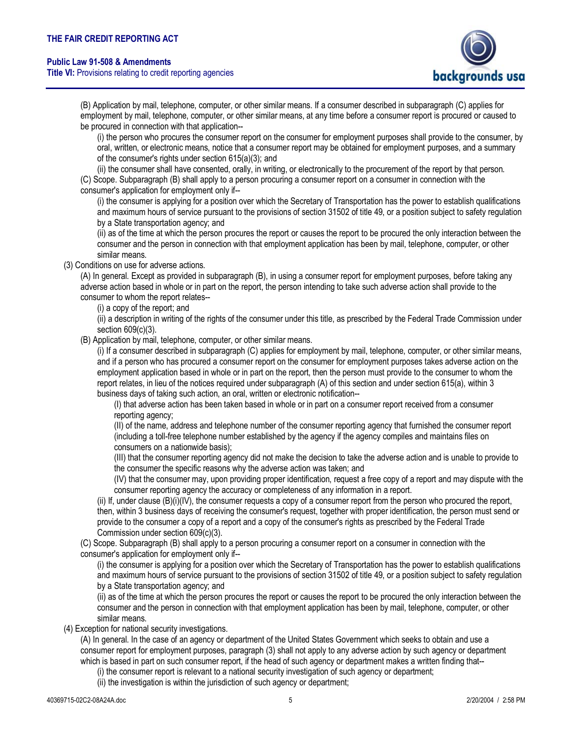(B) Application by mail, telephone, computer, or other similar means. If a consumer described in subparagraph (C) applies for employment by mail, telephone, computer, or other similar means, at any time before a consumer report is procured or caused to be procured in connection with that application--

(i) the person who procures the consumer report on the consumer for employment purposes shall provide to the consumer, by oral, written, or electronic means, notice that a consumer report may be obtained for employment purposes, and a summary of the consumer's rights under section 615(a)(3); and

(ii) the consumer shall have consented, orally, in writing, or electronically to the procurement of the report by that person.

(C) Scope. Subparagraph (B) shall apply to a person procuring a consumer report on a consumer in connection with the consumer's application for employment only if--

(i) the consumer is applying for a position over which the Secretary of Transportation has the power to establish qualifications and maximum hours of service pursuant to the provisions of section 31502 of title 49, or a position subject to safety regulation by a State transportation agency; and

(ii) as of the time at which the person procures the report or causes the report to be procured the only interaction between the consumer and the person in connection with that employment application has been by mail, telephone, computer, or other similar means.

(3) Conditions on use for adverse actions.

(A) In general. Except as provided in subparagraph (B), in using a consumer report for employment purposes, before taking any adverse action based in whole or in part on the report, the person intending to take such adverse action shall provide to the consumer to whom the report relates--

(i) a copy of the report; and

(ii) a description in writing of the rights of the consumer under this title, as prescribed by the Federal Trade Commission under section 609(c)(3).

(B) Application by mail, telephone, computer, or other similar means.

(i) If a consumer described in subparagraph (C) applies for employment by mail, telephone, computer, or other similar means, and if a person who has procured a consumer report on the consumer for employment purposes takes adverse action on the employment application based in whole or in part on the report, then the person must provide to the consumer to whom the report relates, in lieu of the notices required under subparagraph (A) of this section and under section 615(a), within 3 business days of taking such action, an oral, written or electronic notification--

(I) that adverse action has been taken based in whole or in part on a consumer report received from a consumer reporting agency;

(II) of the name, address and telephone number of the consumer reporting agency that furnished the consumer report (including a toll-free telephone number established by the agency if the agency compiles and maintains files on consumers on a nationwide basis);

(III) that the consumer reporting agency did not make the decision to take the adverse action and is unable to provide to the consumer the specific reasons why the adverse action was taken; and

(IV) that the consumer may, upon providing proper identification, request a free copy of a report and may dispute with the consumer reporting agency the accuracy or completeness of any information in a report.

(ii) If, under clause (B)(i)(IV), the consumer requests a copy of a consumer report from the person who procured the report, then, within 3 business days of receiving the consumer's request, together with proper identification, the person must send or provide to the consumer a copy of a report and a copy of the consumer's rights as prescribed by the Federal Trade Commission under section 609(c)(3).

(C) Scope. Subparagraph (B) shall apply to a person procuring a consumer report on a consumer in connection with the consumer's application for employment only if--

(i) the consumer is applying for a position over which the Secretary of Transportation has the power to establish qualifications and maximum hours of service pursuant to the provisions of section 31502 of title 49, or a position subject to safety regulation by a State transportation agency; and

(ii) as of the time at which the person procures the report or causes the report to be procured the only interaction between the consumer and the person in connection with that employment application has been by mail, telephone, computer, or other similar means.

(4) Exception for national security investigations.

(A) In general. In the case of an agency or department of the United States Government which seeks to obtain and use a consumer report for employment purposes, paragraph (3) shall not apply to any adverse action by such agency or department which is based in part on such consumer report, if the head of such agency or department makes a written finding that--

(i) the consumer report is relevant to a national security investigation of such agency or department;

(ii) the investigation is within the jurisdiction of such agency or department;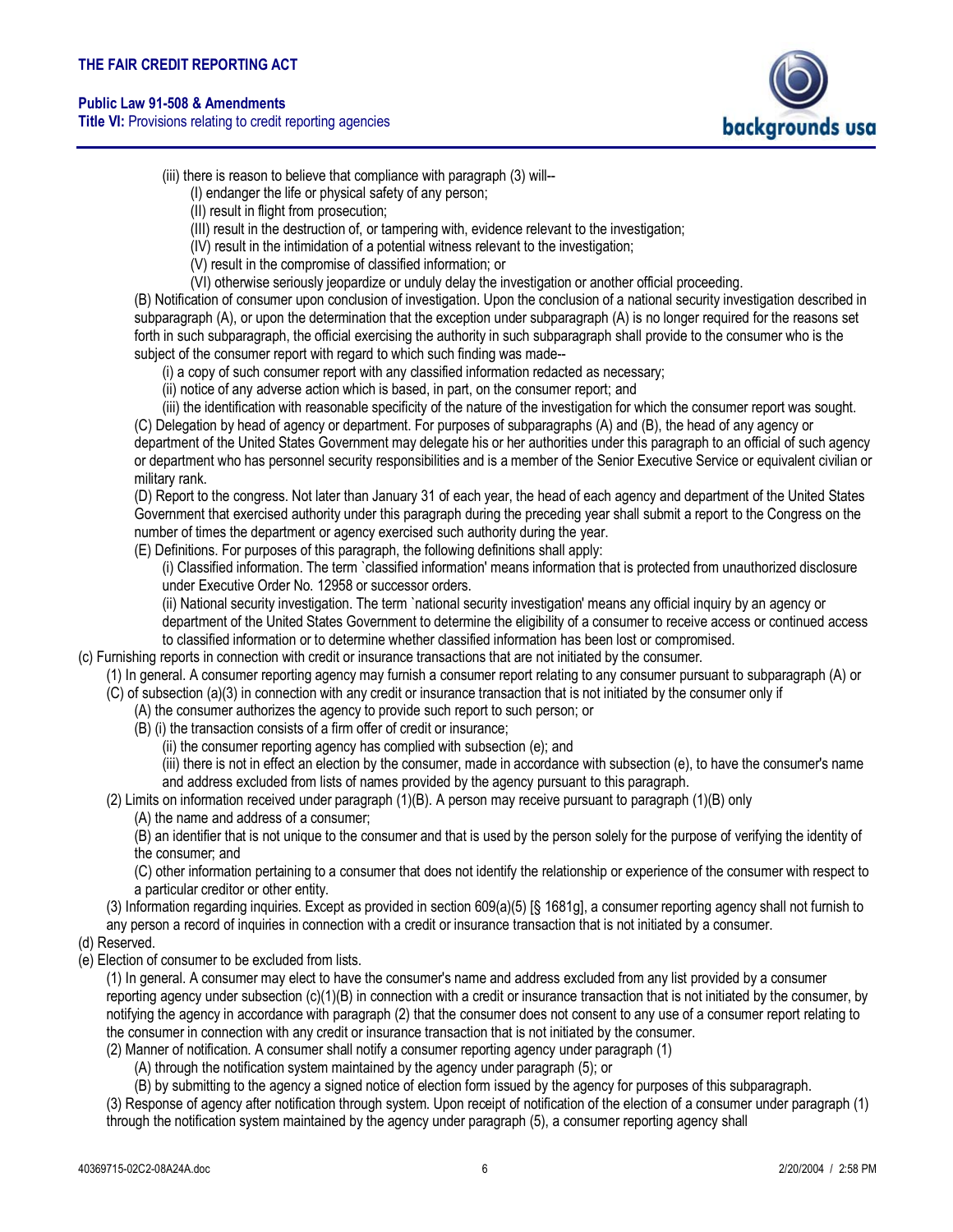(iii) there is reason to believe that compliance with paragraph (3) will--

(I) endanger the life or physical safety of any person;

(II) result in flight from prosecution;

(III) result in the destruction of, or tampering with, evidence relevant to the investigation;

(IV) result in the intimidation of a potential witness relevant to the investigation;

(V) result in the compromise of classified information; or

(VI) otherwise seriously jeopardize or unduly delay the investigation or another official proceeding.

(B) Notification of consumer upon conclusion of investigation. Upon the conclusion of a national security investigation described in subparagraph (A), or upon the determination that the exception under subparagraph (A) is no longer required for the reasons set forth in such subparagraph, the official exercising the authority in such subparagraph shall provide to the consumer who is the subject of the consumer report with regard to which such finding was made--

(i) a copy of such consumer report with any classified information redacted as necessary;

(ii) notice of any adverse action which is based, in part, on the consumer report; and

(iii) the identification with reasonable specificity of the nature of the investigation for which the consumer report was sought.

(C) Delegation by head of agency or department. For purposes of subparagraphs (A) and (B), the head of any agency or department of the United States Government may delegate his or her authorities under this paragraph to an official of such agency or department who has personnel security responsibilities and is a member of the Senior Executive Service or equivalent civilian or military rank.

(D) Report to the congress. Not later than January 31 of each year, the head of each agency and department of the United States Government that exercised authority under this paragraph during the preceding year shall submit a report to the Congress on the number of times the department or agency exercised such authority during the year.

(E) Definitions. For purposes of this paragraph, the following definitions shall apply:

(i) Classified information. The term `classified information' means information that is protected from unauthorized disclosure under Executive Order No. 12958 or successor orders.

(ii) National security investigation. The term `national security investigation' means any official inquiry by an agency or department of the United States Government to determine the eligibility of a consumer to receive access or continued access to classified information or to determine whether classified information has been lost or compromised.

(c) Furnishing reports in connection with credit or insurance transactions that are not initiated by the consumer.

(1) In general. A consumer reporting agency may furnish a consumer report relating to any consumer pursuant to subparagraph (A) or (C) of subsection (a)(3) in connection with any credit or insurance transaction that is not initiated by the consumer only if

(A) the consumer authorizes the agency to provide such report to such person; or

(B) (i) the transaction consists of a firm offer of credit or insurance;

(ii) the consumer reporting agency has complied with subsection (e); and

(iii) there is not in effect an election by the consumer, made in accordance with subsection (e), to have the consumer's name and address excluded from lists of names provided by the agency pursuant to this paragraph.

(2) Limits on information received under paragraph (1)(B). A person may receive pursuant to paragraph (1)(B) only

(A) the name and address of a consumer;

(B) an identifier that is not unique to the consumer and that is used by the person solely for the purpose of verifying the identity of the consumer; and

(C) other information pertaining to a consumer that does not identify the relationship or experience of the consumer with respect to a particular creditor or other entity.

(3) Information regarding inquiries. Except as provided in section 609(a)(5) [§ 1681g], a consumer reporting agency shall not furnish to any person a record of inquiries in connection with a credit or insurance transaction that is not initiated by a consumer.

(d) Reserved.

(e) Election of consumer to be excluded from lists.

(1) In general. A consumer may elect to have the consumer's name and address excluded from any list provided by a consumer reporting agency under subsection (c)(1)(B) in connection with a credit or insurance transaction that is not initiated by the consumer, by notifying the agency in accordance with paragraph (2) that the consumer does not consent to any use of a consumer report relating to the consumer in connection with any credit or insurance transaction that is not initiated by the consumer.

(2) Manner of notification. A consumer shall notify a consumer reporting agency under paragraph (1)

(A) through the notification system maintained by the agency under paragraph (5); or

(B) by submitting to the agency a signed notice of election form issued by the agency for purposes of this subparagraph.

(3) Response of agency after notification through system. Upon receipt of notification of the election of a consumer under paragraph (1) through the notification system maintained by the agency under paragraph (5), a consumer reporting agency shall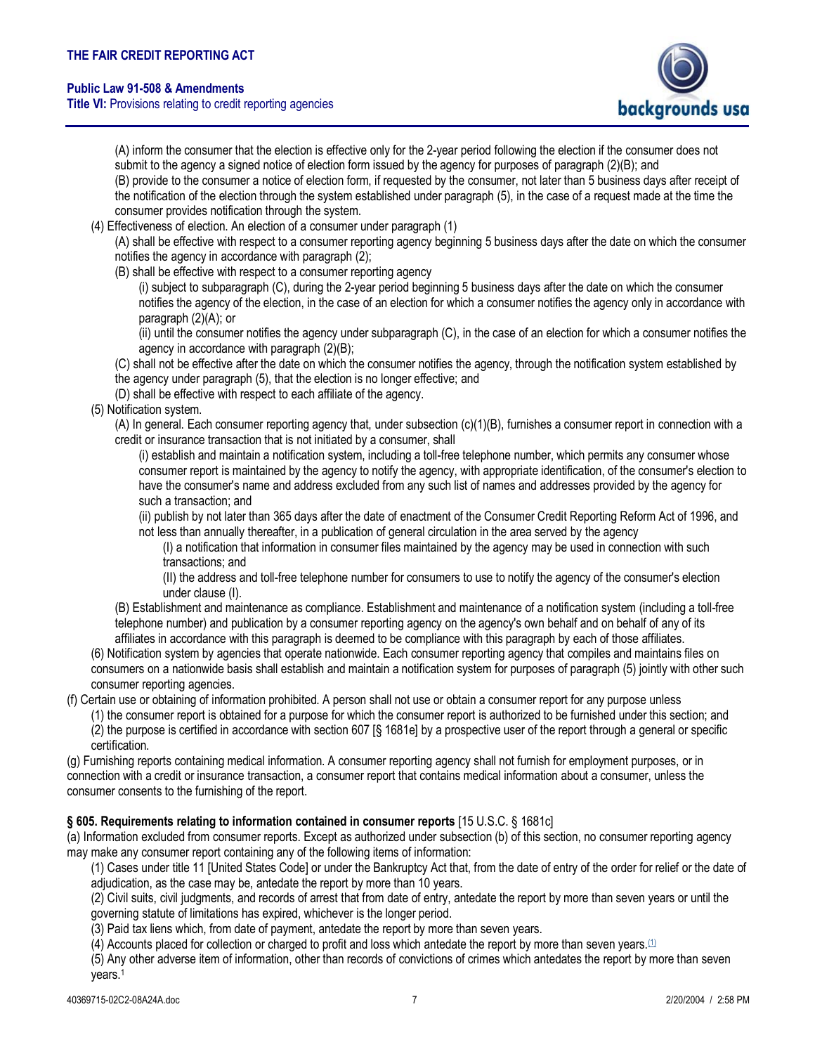(A) inform the consumer that the election is effective only for the 2-year period following the election if the consumer does not submit to the agency a signed notice of election form issued by the agency for purposes of paragraph (2)(B); and

(B) provide to the consumer a notice of election form, if requested by the consumer, not later than 5 business days after receipt of the notification of the election through the system established under paragraph (5), in the case of a request made at the time the consumer provides notification through the system.

(4) Effectiveness of election. An election of a consumer under paragraph (1)

(A) shall be effective with respect to a consumer reporting agency beginning 5 business days after the date on which the consumer notifies the agency in accordance with paragraph (2);

(B) shall be effective with respect to a consumer reporting agency

(i) subject to subparagraph (C), during the 2-year period beginning 5 business days after the date on which the consumer notifies the agency of the election, in the case of an election for which a consumer notifies the agency only in accordance with paragraph (2)(A); or

(ii) until the consumer notifies the agency under subparagraph (C), in the case of an election for which a consumer notifies the agency in accordance with paragraph (2)(B);

(C) shall not be effective after the date on which the consumer notifies the agency, through the notification system established by the agency under paragraph (5), that the election is no longer effective; and

(D) shall be effective with respect to each affiliate of the agency.

(5) Notification system.

(A) In general. Each consumer reporting agency that, under subsection (c)(1)(B), furnishes a consumer report in connection with a credit or insurance transaction that is not initiated by a consumer, shall

(i) establish and maintain a notification system, including a toll-free telephone number, which permits any consumer whose consumer report is maintained by the agency to notify the agency, with appropriate identification, of the consumer's election to have the consumer's name and address excluded from any such list of names and addresses provided by the agency for such a transaction; and

(ii) publish by not later than 365 days after the date of enactment of the Consumer Credit Reporting Reform Act of 1996, and not less than annually thereafter, in a publication of general circulation in the area served by the agency

(I) a notification that information in consumer files maintained by the agency may be used in connection with such transactions; and

(II) the address and toll-free telephone number for consumers to use to notify the agency of the consumer's election under clause (I).

(B) Establishment and maintenance as compliance. Establishment and maintenance of a notification system (including a toll-free telephone number) and publication by a consumer reporting agency on the agency's own behalf and on behalf of any of its affiliates in accordance with this paragraph is deemed to be compliance with this paragraph by each of those affiliates.

(6) Notification system by agencies that operate nationwide. Each consumer reporting agency that compiles and maintains files on consumers on a nationwide basis shall establish and maintain a notification system for purposes of paragraph (5) jointly with other such consumer reporting agencies.

(f) Certain use or obtaining of information prohibited. A person shall not use or obtain a consumer report for any purpose unless

(1) the consumer report is obtained for a purpose for which the consumer report is authorized to be furnished under this section; and

(2) the purpose is certified in accordance with section 607 [§ 1681e] by a prospective user of the report through a general or specific certification.

(g) Furnishing reports containing medical information. A consumer reporting agency shall not furnish for employment purposes, or in connection with a credit or insurance transaction, a consumer report that contains medical information about a consumer, unless the consumer consents to the furnishing of the report.

**§ 605. Requirements relating to information contained in consumer reports** [15 U.S.C. § 1681c]

(a) Information excluded from consumer reports. Except as authorized under subsection (b) of this section, no consumer reporting agency may make any consumer report containing any of the following items of information:

(1) Cases under title 11 [United States Code] or under the Bankruptcy Act that, from the date of entry of the order for relief or the date of adjudication, as the case may be, antedate the report by more than 10 years.

(2) Civil suits, civil judgments, and records of arrest that from date of entry, antedate the report by more than seven years or until the governing statute of limitations has expired, whichever is the longer period.

(3) Paid tax liens which, from date of payment, antedate the report by more than seven years.

(4) Accounts placed for collection or charged to profit and loss which antedate the report by more than seven years.[1]

(5) Any other adverse item of information, other than records of convictions of crimes which antedates the report by more than seven years.[1]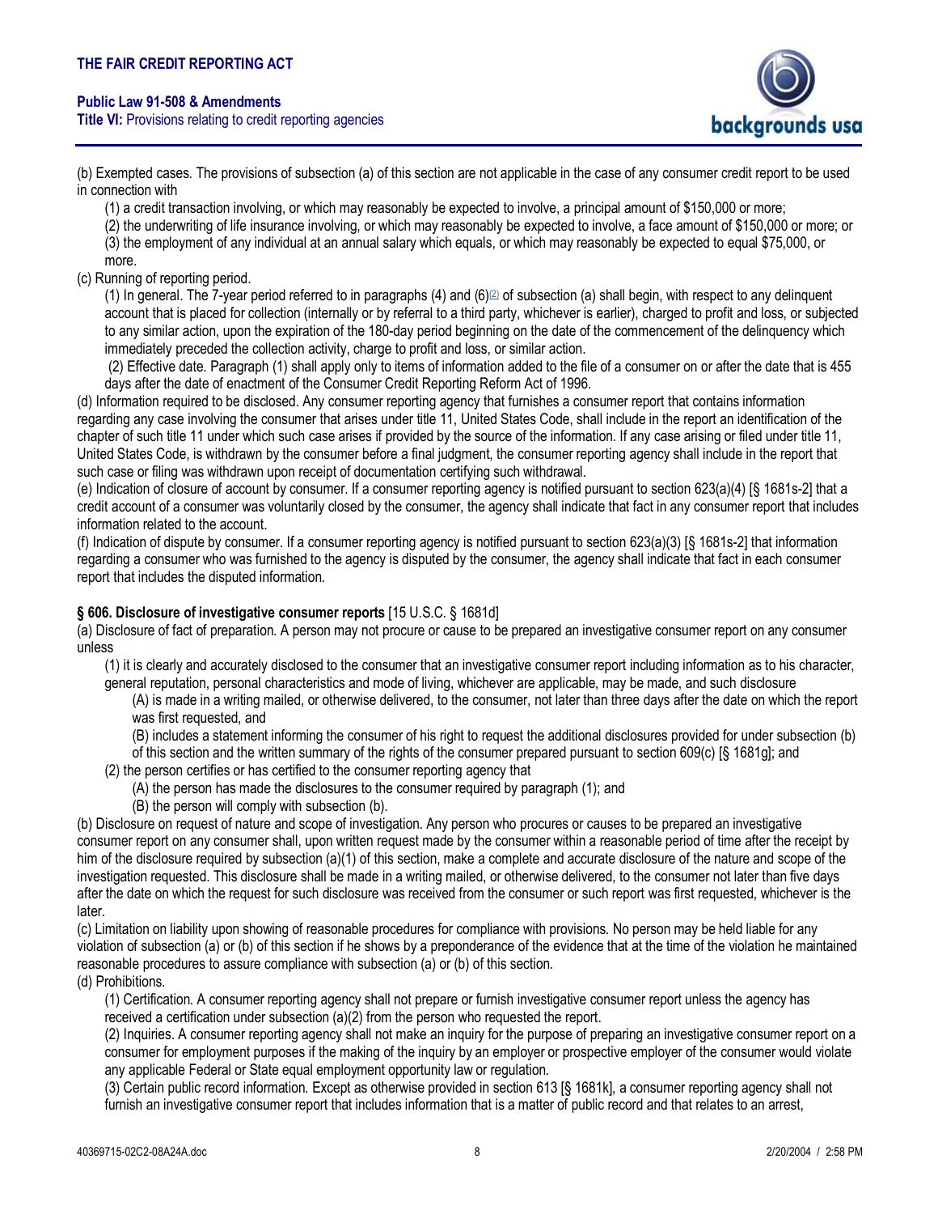(b) Exempted cases. The provisions of subsection (a) of this section are not applicable in the case of any consumer credit report to be used in connection with

(1) a credit transaction involving, or which may reasonably be expected to involve, a principal amount of $150,000 or more;

(2) the underwriting of life insurance involving, or which may reasonably be expected to involve, a face amount of $150,000 or more; or

(3) the employment of any individual at an annual salary which equals, or which may reasonably be expected to equal $75,000, or more.

(c) Running of reporting period.

(1) In general. The 7-year period referred to in paragraphs (4) and (6)[(2)] of subsection (a) shall begin, with respect to any delinquent account that is placed for collection (internally or by referral to a third party, whichever is earlier), charged to profit and loss, or subjected to any similar action, upon the expiration of the 180-day period beginning on the date of the commencement of the delinquency which immediately preceded the collection activity, charge to profit and loss, or similar action.

(2) Effective date. Paragraph (1) shall apply only to items of information added to the file of a consumer on or after the date that is 455 days after the date of enactment of the Consumer Credit Reporting Reform Act of 1996.

(d) Information required to be disclosed. Any consumer reporting agency that furnishes a consumer report that contains information regarding any case involving the consumer that arises under title 11, United States Code, shall include in the report an identification of the chapter of such title 11 under which such case arises if provided by the source of the information. If any case arising or filed under title 11, United States Code, is withdrawn by the consumer before a final judgment, the consumer reporting agency shall include in the report that such case or filing was withdrawn upon receipt of documentation certifying such withdrawal.

(e) Indication of closure of account by consumer. If a consumer reporting agency is notified pursuant to section 623(a)(4) [§ 1681s-2] that a credit account of a consumer was voluntarily closed by the consumer, the agency shall indicate that fact in any consumer report that includes information related to the account.

(f) Indication of dispute by consumer. If a consumer reporting agency is notified pursuant to section 623(a)(3) [§ 1681s-2] that information regarding a consumer who was furnished to the agency is disputed by the consumer, the agency shall indicate that fact in each consumer report that includes the disputed information.

### § 606. Disclosure of investigative consumer reports [15 U.S.C. § 1681d]

(a) Disclosure of fact of preparation. A person may not procure or cause to be prepared an investigative consumer report on any consumer unless

(1) it is clearly and accurately disclosed to the consumer that an investigative consumer report including information as to his character, general reputation, personal characteristics and mode of living, whichever are applicable, may be made, and such disclosure

(A) is made in a writing mailed, or otherwise delivered, to the consumer, not later than three days after the date on which the report was first requested, and

(B) includes a statement informing the consumer of his right to request the additional disclosures provided for under subsection (b) of this section and the written summary of the rights of the consumer prepared pursuant to section 609(c) [§ 1681g]; and

(2) the person certifies or has certified to the consumer reporting agency that

(A) the person has made the disclosures to the consumer required by paragraph (1); and

(B) the person will comply with subsection (b).

(b) Disclosure on request of nature and scope of investigation. Any person who procures or causes to be prepared an investigative consumer report on any consumer shall, upon written request made by the consumer within a reasonable period of time after the receipt by him of the disclosure required by subsection (a)(1) of this section, make a complete and accurate disclosure of the nature and scope of the investigation requested. This disclosure shall be made in a writing mailed, or otherwise delivered, to the consumer not later than five days after the date on which the request for such disclosure was received from the consumer or such report was first requested, whichever is the later.

(c) Limitation on liability upon showing of reasonable procedures for compliance with provisions. No person may be held liable for any violation of subsection (a) or (b) of this section if he shows by a preponderance of the evidence that at the time of the violation he maintained reasonable procedures to assure compliance with subsection (a) or (b) of this section.

(d) Prohibitions.

(1) Certification. A consumer reporting agency shall not prepare or furnish investigative consumer report unless the agency has received a certification under subsection (a)(2) from the person who requested the report.

(2) Inquiries. A consumer reporting agency shall not make an inquiry for the purpose of preparing an investigative consumer report on a consumer for employment purposes if the making of the inquiry by an employer or prospective employer of the consumer would violate any applicable Federal or State equal employment opportunity law or regulation.

(3) Certain public record information. Except as otherwise provided in section 613 [§ 1681k], a consumer reporting agency shall not furnish an investigative consumer report that includes information that is a matter of public record and that relates to an arrest,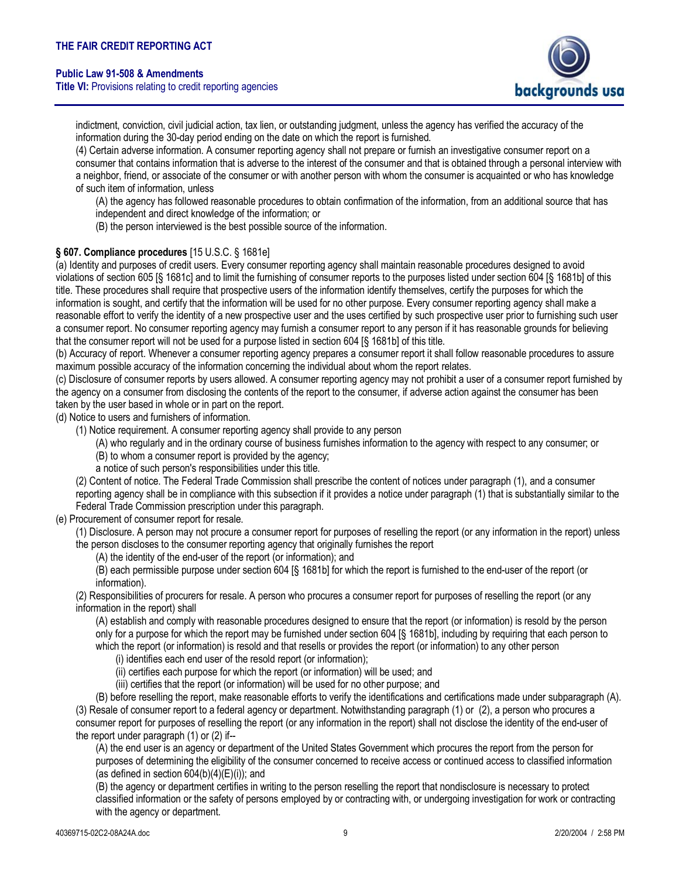indictment, conviction, civil judicial action, tax lien, or outstanding judgment, unless the agency has verified the accuracy of the information during the 30-day period ending on the date on which the report is furnished.

(4) Certain adverse information. A consumer reporting agency shall not prepare or furnish an investigative consumer report on a consumer that contains information that is adverse to the interest of the consumer and that is obtained through a personal interview with a neighbor, friend, or associate of the consumer or with another person with whom the consumer is acquainted or who has knowledge of such item of information, unless

(A) the agency has followed reasonable procedures to obtain confirmation of the information, from an additional source that has independent and direct knowledge of the information; or

(B) the person interviewed is the best possible source of the information.

**§ 607. Compliance procedures** [15 U.S.C. § 1681e]

(a) Identity and purposes of credit users. Every consumer reporting agency shall maintain reasonable procedures designed to avoid violations of section 605 [§ 1681c] and to limit the furnishing of consumer reports to the purposes listed under section 604 [§ 1681b] of this title. These procedures shall require that prospective users of the information identify themselves, certify the purposes for which the information is sought, and certify that the information will be used for no other purpose. Every consumer reporting agency shall make a reasonable effort to verify the identity of a new prospective user and the uses certified by such prospective user prior to furnishing such user a consumer report. No consumer reporting agency may furnish a consumer report to any person if it has reasonable grounds for believing that the consumer report will not be used for a purpose listed in section 604 [§ 1681b] of this title.

(b) Accuracy of report. Whenever a consumer reporting agency prepares a consumer report it shall follow reasonable procedures to assure maximum possible accuracy of the information concerning the individual about whom the report relates.

(c) Disclosure of consumer reports by users allowed. A consumer reporting agency may not prohibit a user of a consumer report furnished by the agency on a consumer from disclosing the contents of the report to the consumer, if adverse action against the consumer has been taken by the user based in whole or in part on the report.

(d) Notice to users and furnishers of information.

(1) Notice requirement. A consumer reporting agency shall provide to any person

(A) who regularly and in the ordinary course of business furnishes information to the agency with respect to any consumer; or

(B) to whom a consumer report is provided by the agency;

a notice of such person's responsibilities under this title.

(2) Content of notice. The Federal Trade Commission shall prescribe the content of notices under paragraph (1), and a consumer reporting agency shall be in compliance with this subsection if it provides a notice under paragraph (1) that is substantially similar to the Federal Trade Commission prescription under this paragraph.

(e) Procurement of consumer report for resale.

(1) Disclosure. A person may not procure a consumer report for purposes of reselling the report (or any information in the report) unless the person discloses to the consumer reporting agency that originally furnishes the report

(A) the identity of the end-user of the report (or information); and

(B) each permissible purpose under section 604 [§ 1681b] for which the report is furnished to the end-user of the report (or information).

(2) Responsibilities of procurers for resale. A person who procures a consumer report for purposes of reselling the report (or any information in the report) shall

(A) establish and comply with reasonable procedures designed to ensure that the report (or information) is resold by the person only for a purpose for which the report may be furnished under section 604 [§ 1681b], including by requiring that each person to which the report (or information) is resold and that resells or provides the report (or information) to any other person

(i) identifies each end user of the resold report (or information);

(ii) certifies each purpose for which the report (or information) will be used; and

(iii) certifies that the report (or information) will be used for no other purpose; and

(B) before reselling the report, make reasonable efforts to verify the identifications and certifications made under subparagraph (A).

(3) Resale of consumer report to a federal agency or department. Notwithstanding paragraph (1) or (2), a person who procures a consumer report for purposes of reselling the report (or any information in the report) shall not disclose the identity of the end-user of the report under paragraph (1) or (2) if--

(A) the end user is an agency or department of the United States Government which procures the report from the person for purposes of determining the eligibility of the consumer concerned to receive access or continued access to classified information (as defined in section 604(b)(4)(E)(i)); and

(B) the agency or department certifies in writing to the person reselling the report that nondisclosure is necessary to protect classified information or the safety of persons employed by or contracting with, or undergoing investigation for work or contracting with the agency or department.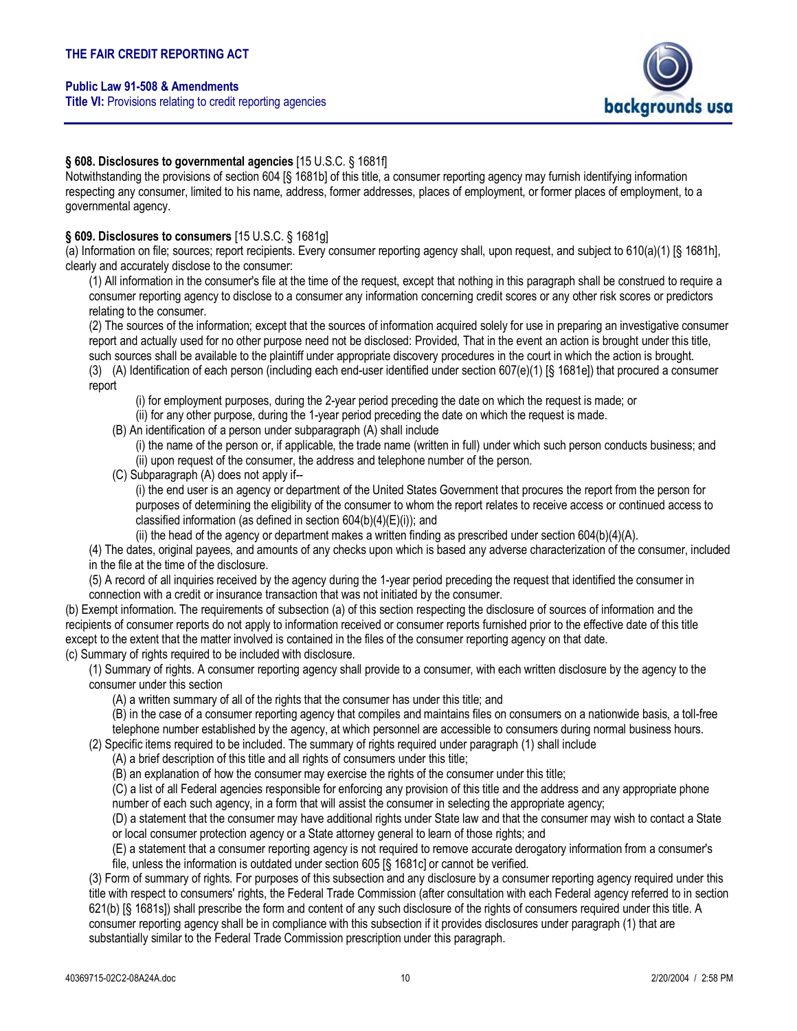**§ 608. Disclosures to governmental agencies** [15 U.S.C. § 1681f]

Notwithstanding the provisions of section 604 [§ 1681b] of this title, a consumer reporting agency may furnish identifying information respecting any consumer, limited to his name, address, former addresses, places of employment, or former places of employment, to a governmental agency.

**§ 609. Disclosures to consumers** [15 U.S.C. § 1681g]

(a) Information on file; sources; report recipients. Every consumer reporting agency shall, upon request, and subject to 610(a)(1) [§ 1681h], clearly and accurately disclose to the consumer:

(1) All information in the consumer's file at the time of the request, except that nothing in this paragraph shall be construed to require a consumer reporting agency to disclose to a consumer any information concerning credit scores or any other risk scores or predictors relating to the consumer.

(2) The sources of the information; except that the sources of information acquired solely for use in preparing an investigative consumer report and actually used for no other purpose need not be disclosed: Provided, That in the event an action is brought under this title, such sources shall be available to the plaintiff under appropriate discovery procedures in the court in which the action is brought.

(3) (A) Identification of each person (including each end-user identified under section 607(e)(1) [§ 1681e]) that procured a consumer report

(i) for employment purposes, during the 2-year period preceding the date on which the request is made; or

(ii) for any other purpose, during the 1-year period preceding the date on which the request is made.

(B) An identification of a person under subparagraph (A) shall include

(i) the name of the person or, if applicable, the trade name (written in full) under which such person conducts business; and

(ii) upon request of the consumer, the address and telephone number of the person.

(C) Subparagraph (A) does not apply if--

(i) the end user is an agency or department of the United States Government that procures the report from the person for purposes of determining the eligibility of the consumer to whom the report relates to receive access or continued access to classified information (as defined in section 604(b)(4)(E)(i)); and

(ii) the head of the agency or department makes a written finding as prescribed under section 604(b)(4)(A).

(4) The dates, original payees, and amounts of any checks upon which is based any adverse characterization of the consumer, included in the file at the time of the disclosure.

(5) A record of all inquiries received by the agency during the 1-year period preceding the request that identified the consumer in connection with a credit or insurance transaction that was not initiated by the consumer.

(b) Exempt information. The requirements of subsection (a) of this section respecting the disclosure of sources of information and the recipients of consumer reports do not apply to information received or consumer reports furnished prior to the effective date of this title except to the extent that the matter involved is contained in the files of the consumer reporting agency on that date.

(c) Summary of rights required to be included with disclosure.

(1) Summary of rights. A consumer reporting agency shall provide to a consumer, with each written disclosure by the agency to the consumer under this section

(A) a written summary of all of the rights that the consumer has under this title; and

(B) in the case of a consumer reporting agency that compiles and maintains files on consumers on a nationwide basis, a toll-free telephone number established by the agency, at which personnel are accessible to consumers during normal business hours.

(2) Specific items required to be included. The summary of rights required under paragraph (1) shall include

(A) a brief description of this title and all rights of consumers under this title;

(B) an explanation of how the consumer may exercise the rights of the consumer under this title;

(C) a list of all Federal agencies responsible for enforcing any provision of this title and the address and any appropriate phone number of each such agency, in a form that will assist the consumer in selecting the appropriate agency;

(D) a statement that the consumer may have additional rights under State law and that the consumer may wish to contact a State or local consumer protection agency or a State attorney general to learn of those rights; and

(E) a statement that a consumer reporting agency is not required to remove accurate derogatory information from a consumer's file, unless the information is outdated under section 605 [§ 1681c] or cannot be verified.

(3) Form of summary of rights. For purposes of this subsection and any disclosure by a consumer reporting agency required under this title with respect to consumers' rights, the Federal Trade Commission (after consultation with each Federal agency referred to in section 621(b) [§ 1681s]) shall prescribe the form and content of any such disclosure of the rights of consumers required under this title. A consumer reporting agency shall be in compliance with this subsection if it provides disclosures under paragraph (1) that are substantially similar to the Federal Trade Commission prescription under this paragraph.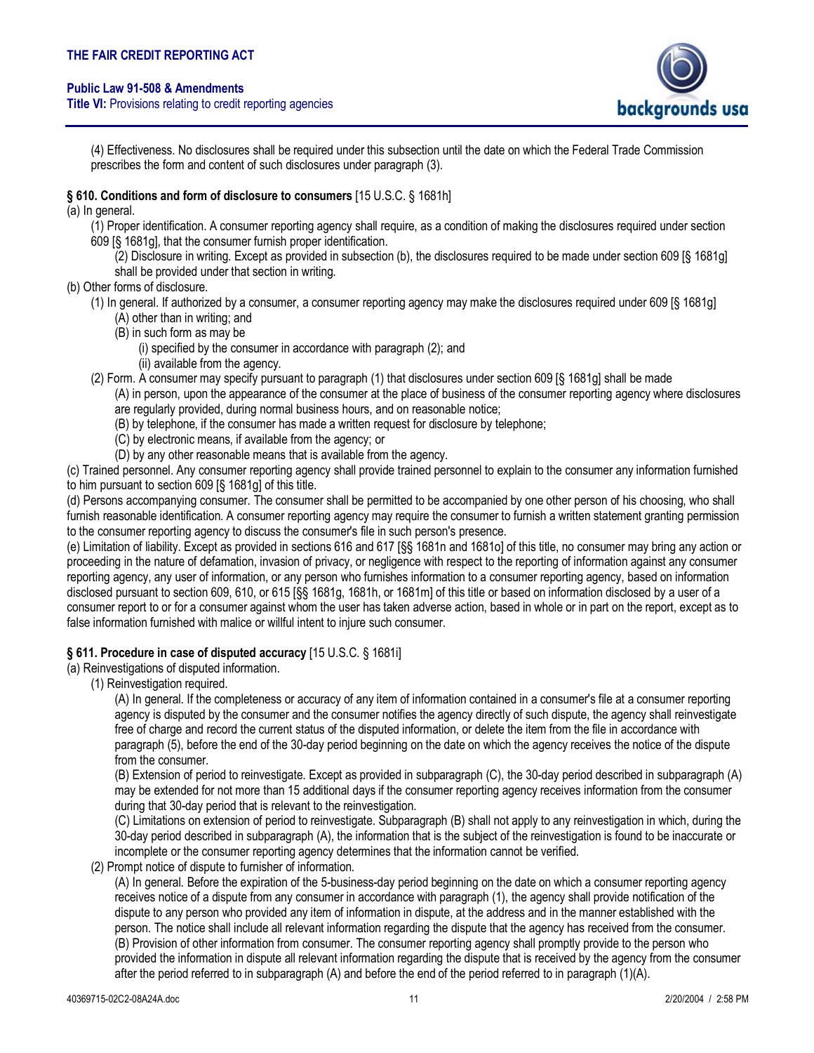(4) Effectiveness. No disclosures shall be required under this subsection until the date on which the Federal Trade Commission prescribes the form and content of such disclosures under paragraph (3).

### § 610. Conditions and form of disclosure to consumers [15 U.S.C. § 1681h]

(a) In general.

(1) Proper identification. A consumer reporting agency shall require, as a condition of making the disclosures required under section 609 [§ 1681g], that the consumer furnish proper identification.

(2) Disclosure in writing. Except as provided in subsection (b), the disclosures required to be made under section 609 [§ 1681g] shall be provided under that section in writing.

(b) Other forms of disclosure.

(1) In general. If authorized by a consumer, a consumer reporting agency may make the disclosures required under 609 [§ 1681g]

(A) other than in writing; and

(B) in such form as may be

(i) specified by the consumer in accordance with paragraph (2); and

(ii) available from the agency.

(2) Form. A consumer may specify pursuant to paragraph (1) that disclosures under section 609 [§ 1681g] shall be made

(A) in person, upon the appearance of the consumer at the place of business of the consumer reporting agency where disclosures are regularly provided, during normal business hours, and on reasonable notice;

(B) by telephone, if the consumer has made a written request for disclosure by telephone;

(C) by electronic means, if available from the agency; or

(D) by any other reasonable means that is available from the agency.

(c) Trained personnel. Any consumer reporting agency shall provide trained personnel to explain to the consumer any information furnished to him pursuant to section 609 [§ 1681g] of this title.

(d) Persons accompanying consumer. The consumer shall be permitted to be accompanied by one other person of his choosing, who shall furnish reasonable identification. A consumer reporting agency may require the consumer to furnish a written statement granting permission to the consumer reporting agency to discuss the consumer's file in such person's presence.

(e) Limitation of liability. Except as provided in sections 616 and 617 [§§ 1681n and 1681o] of this title, no consumer may bring any action or proceeding in the nature of defamation, invasion of privacy, or negligence with respect to the reporting of information against any consumer reporting agency, any user of information, or any person who furnishes information to a consumer reporting agency, based on information disclosed pursuant to section 609, 610, or 615 [§§ 1681g, 1681h, or 1681m] of this title or based on information disclosed by a user of a consumer report to or for a consumer against whom the user has taken adverse action, based in whole or in part on the report, except as to false information furnished with malice or willful intent to injure such consumer.

### § 611. Procedure in case of disputed accuracy [15 U.S.C. § 1681i]

(a) Reinvestigations of disputed information.

(1) Reinvestigation required.

(A) In general. If the completeness or accuracy of any item of information contained in a consumer's file at a consumer reporting agency is disputed by the consumer and the consumer notifies the agency directly of such dispute, the agency shall reinvestigate free of charge and record the current status of the disputed information, or delete the item from the file in accordance with paragraph (5), before the end of the 30-day period beginning on the date on which the agency receives the notice of the dispute from the consumer.

(B) Extension of period to reinvestigate. Except as provided in subparagraph (C), the 30-day period described in subparagraph (A) may be extended for not more than 15 additional days if the consumer reporting agency receives information from the consumer during that 30-day period that is relevant to the reinvestigation.

(C) Limitations on extension of period to reinvestigate. Subparagraph (B) shall not apply to any reinvestigation in which, during the 30-day period described in subparagraph (A), the information that is the subject of the reinvestigation is found to be inaccurate or incomplete or the consumer reporting agency determines that the information cannot be verified.

(2) Prompt notice of dispute to furnisher of information.

(A) In general. Before the expiration of the 5-business-day period beginning on the date on which a consumer reporting agency receives notice of a dispute from any consumer in accordance with paragraph (1), the agency shall provide notification of the dispute to any person who provided any item of information in dispute, at the address and in the manner established with the person. The notice shall include all relevant information regarding the dispute that the agency has received from the consumer.

(B) Provision of other information from consumer. The consumer reporting agency shall promptly provide to the person who provided the information in dispute all relevant information regarding the dispute that is received by the agency from the consumer after the period referred to in subparagraph (A) and before the end of the period referred to in paragraph (1)(A).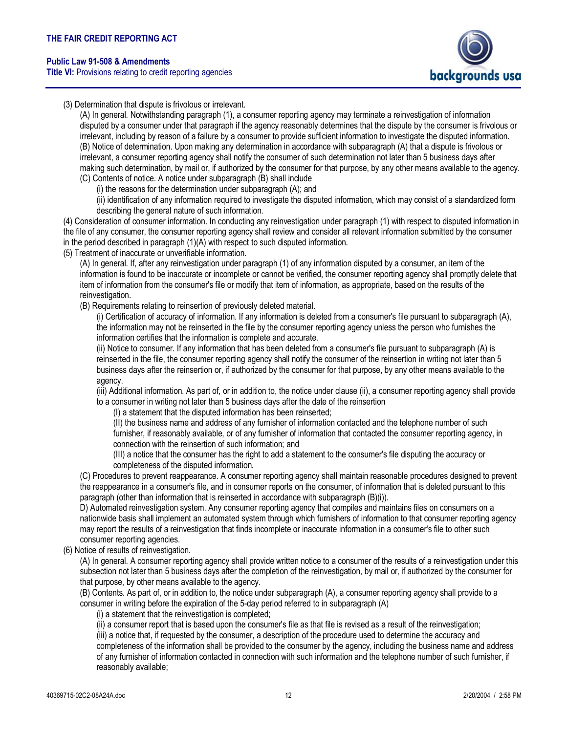(3) Determination that dispute is frivolous or irrelevant.

(A) In general. Notwithstanding paragraph (1), a consumer reporting agency may terminate a reinvestigation of information disputed by a consumer under that paragraph if the agency reasonably determines that the dispute by the consumer is frivolous or irrelevant, including by reason of a failure by a consumer to provide sufficient information to investigate the disputed information.

(B) Notice of determination. Upon making any determination in accordance with subparagraph (A) that a dispute is frivolous or irrelevant, a consumer reporting agency shall notify the consumer of such determination not later than 5 business days after making such determination, by mail or, if authorized by the consumer for that purpose, by any other means available to the agency.

(C) Contents of notice. A notice under subparagraph (B) shall include

(i) the reasons for the determination under subparagraph (A); and

(ii) identification of any information required to investigate the disputed information, which may consist of a standardized form describing the general nature of such information.

(4) Consideration of consumer information. In conducting any reinvestigation under paragraph (1) with respect to disputed information in the file of any consumer, the consumer reporting agency shall review and consider all relevant information submitted by the consumer in the period described in paragraph (1)(A) with respect to such disputed information.

(5) Treatment of inaccurate or unverifiable information.

(A) In general. If, after any reinvestigation under paragraph (1) of any information disputed by a consumer, an item of the information is found to be inaccurate or incomplete or cannot be verified, the consumer reporting agency shall promptly delete that item of information from the consumer's file or modify that item of information, as appropriate, based on the results of the reinvestigation.

(B) Requirements relating to reinsertion of previously deleted material.

(i) Certification of accuracy of information. If any information is deleted from a consumer's file pursuant to subparagraph (A), the information may not be reinserted in the file by the consumer reporting agency unless the person who furnishes the information certifies that the information is complete and accurate.

(ii) Notice to consumer. If any information that has been deleted from a consumer's file pursuant to subparagraph (A) is reinserted in the file, the consumer reporting agency shall notify the consumer of the reinsertion in writing not later than 5 business days after the reinsertion or, if authorized by the consumer for that purpose, by any other means available to the agency.

(iii) Additional information. As part of, or in addition to, the notice under clause (ii), a consumer reporting agency shall provide to a consumer in writing not later than 5 business days after the date of the reinsertion

(I) a statement that the disputed information has been reinserted;

(II) the business name and address of any furnisher of information contacted and the telephone number of such furnisher, if reasonably available, or of any furnisher of information that contacted the consumer reporting agency, in connection with the reinsertion of such information; and

(III) a notice that the consumer has the right to add a statement to the consumer's file disputing the accuracy or completeness of the disputed information.

(C) Procedures to prevent reappearance. A consumer reporting agency shall maintain reasonable procedures designed to prevent the reappearance in a consumer's file, and in consumer reports on the consumer, of information that is deleted pursuant to this paragraph (other than information that is reinserted in accordance with subparagraph (B)(i)).

D) Automated reinvestigation system. Any consumer reporting agency that compiles and maintains files on consumers on a nationwide basis shall implement an automated system through which furnishers of information to that consumer reporting agency may report the results of a reinvestigation that finds incomplete or inaccurate information in a consumer's file to other such consumer reporting agencies.

(6) Notice of results of reinvestigation.

(A) In general. A consumer reporting agency shall provide written notice to a consumer of the results of a reinvestigation under this subsection not later than 5 business days after the completion of the reinvestigation, by mail or, if authorized by the consumer for that purpose, by other means available to the agency.

(B) Contents. As part of, or in addition to, the notice under subparagraph (A), a consumer reporting agency shall provide to a consumer in writing before the expiration of the 5-day period referred to in subparagraph (A)

(i) a statement that the reinvestigation is completed;

(ii) a consumer report that is based upon the consumer's file as that file is revised as a result of the reinvestigation;

(iii) a notice that, if requested by the consumer, a description of the procedure used to determine the accuracy and completeness of the information shall be provided to the consumer by the agency, including the business name and address of any furnisher of information contacted in connection with such information and the telephone number of such furnisher, if reasonably available;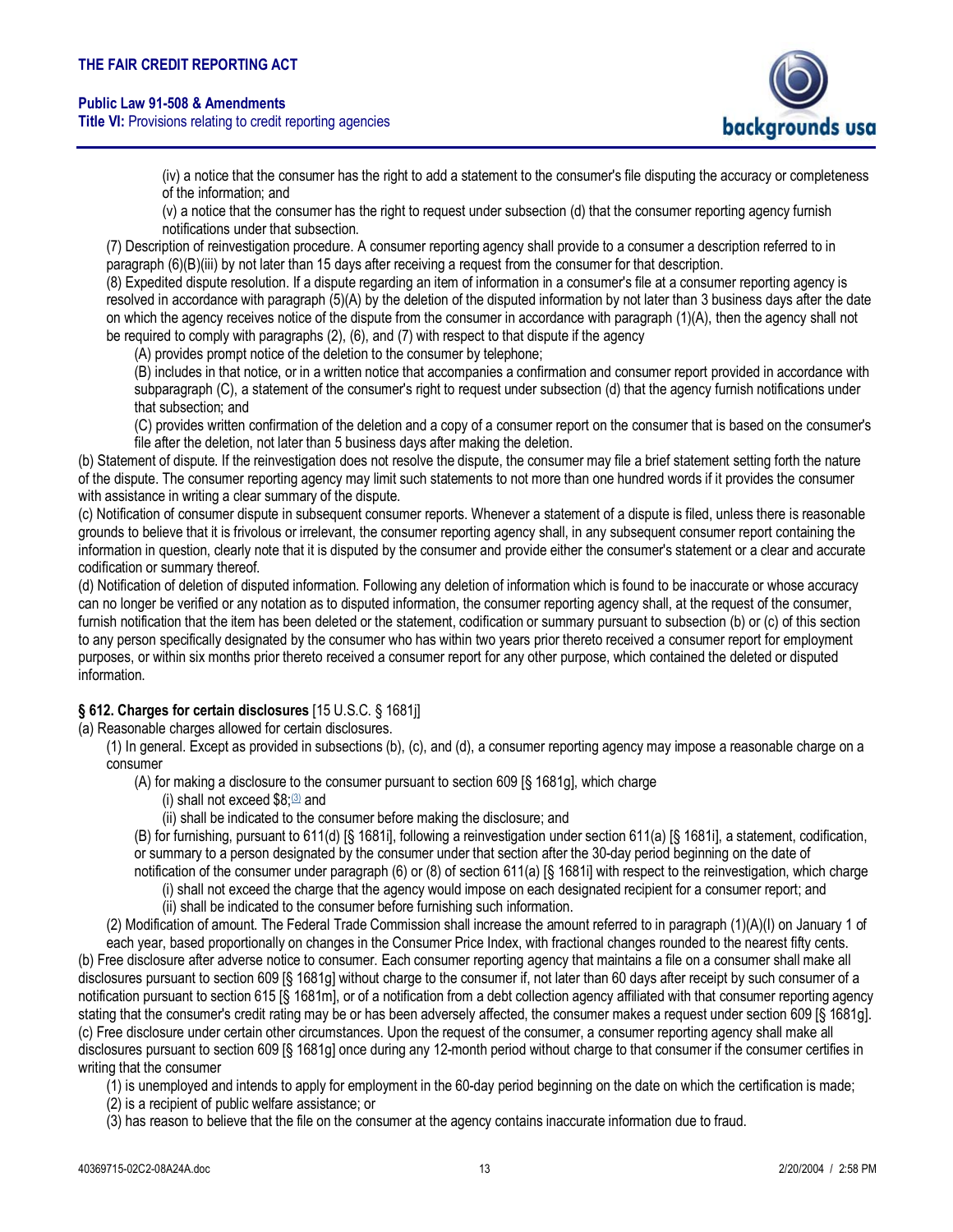(iv) a notice that the consumer has the right to add a statement to the consumer's file disputing the accuracy or completeness of the information; and

(v) a notice that the consumer has the right to request under subsection (d) that the consumer reporting agency furnish notifications under that subsection.

(7) Description of reinvestigation procedure. A consumer reporting agency shall provide to a consumer a description referred to in paragraph (6)(B)(iii) by not later than 15 days after receiving a request from the consumer for that description.

(8) Expedited dispute resolution. If a dispute regarding an item of information in a consumer's file at a consumer reporting agency is resolved in accordance with paragraph (5)(A) by the deletion of the disputed information by not later than 3 business days after the date on which the agency receives notice of the dispute from the consumer in accordance with paragraph (1)(A), then the agency shall not be required to comply with paragraphs (2), (6), and (7) with respect to that dispute if the agency

(A) provides prompt notice of the deletion to the consumer by telephone;

(B) includes in that notice, or in a written notice that accompanies a confirmation and consumer report provided in accordance with subparagraph (C), a statement of the consumer's right to request under subsection (d) that the agency furnish notifications under that subsection; and

(C) provides written confirmation of the deletion and a copy of a consumer report on the consumer that is based on the consumer's file after the deletion, not later than 5 business days after making the deletion.

(b) Statement of dispute. If the reinvestigation does not resolve the dispute, the consumer may file a brief statement setting forth the nature of the dispute. The consumer reporting agency may limit such statements to not more than one hundred words if it provides the consumer with assistance in writing a clear summary of the dispute.

(c) Notification of consumer dispute in subsequent consumer reports. Whenever a statement of a dispute is filed, unless there is reasonable grounds to believe that it is frivolous or irrelevant, the consumer reporting agency shall, in any subsequent consumer report containing the information in question, clearly note that it is disputed by the consumer and provide either the consumer's statement or a clear and accurate codification or summary thereof.

(d) Notification of deletion of disputed information. Following any deletion of information which is found to be inaccurate or whose accuracy can no longer be verified or any notation as to disputed information, the consumer reporting agency shall, at the request of the consumer, furnish notification that the item has been deleted or the statement, codification or summary pursuant to subsection (b) or (c) of this section to any person specifically designated by the consumer who has within two years prior thereto received a consumer report for employment purposes, or within six months prior thereto received a consumer report for any other purpose, which contained the deleted or disputed information.

### § 612. Charges for certain disclosures [15 U.S.C. § 1681j]

(a) Reasonable charges allowed for certain disclosures.

(1) In general. Except as provided in subsections (b), (c), and (d), a consumer reporting agency may impose a reasonable charge on a consumer

(A) for making a disclosure to the consumer pursuant to section 609 [§ 1681g], which charge

(i) shall not exceed $8;[3] and

(ii) shall be indicated to the consumer before making the disclosure; and

(B) for furnishing, pursuant to 611(d) [§ 1681i], following a reinvestigation under section 611(a) [§ 1681i], a statement, codification, or summary to a person designated by the consumer under that section after the 30-day period beginning on the date of notification of the consumer under paragraph (6) or (8) of section 611(a) [§ 1681i] with respect to the reinvestigation, which charge

(i) shall not exceed the charge that the agency would impose on each designated recipient for a consumer report; and

(ii) shall be indicated to the consumer before furnishing such information.

(2) Modification of amount. The Federal Trade Commission shall increase the amount referred to in paragraph (1)(A)(I) on January 1 of each year, based proportionally on changes in the Consumer Price Index, with fractional changes rounded to the nearest fifty cents.

(b) Free disclosure after adverse notice to consumer. Each consumer reporting agency that maintains a file on a consumer shall make all disclosures pursuant to section 609 [§ 1681g] without charge to the consumer if, not later than 60 days after receipt by such consumer of a notification pursuant to section 615 [§ 1681m], or of a notification from a debt collection agency affiliated with that consumer reporting agency stating that the consumer's credit rating may be or has been adversely affected, the consumer makes a request under section 609 [§ 1681g].

(c) Free disclosure under certain other circumstances. Upon the request of the consumer, a consumer reporting agency shall make all disclosures pursuant to section 609 [§ 1681g] once during any 12-month period without charge to that consumer if the consumer certifies in writing that the consumer

(1) is unemployed and intends to apply for employment in the 60-day period beginning on the date on which the certification is made;

(2) is a recipient of public welfare assistance; or

(3) has reason to believe that the file on the consumer at the agency contains inaccurate information due to fraud.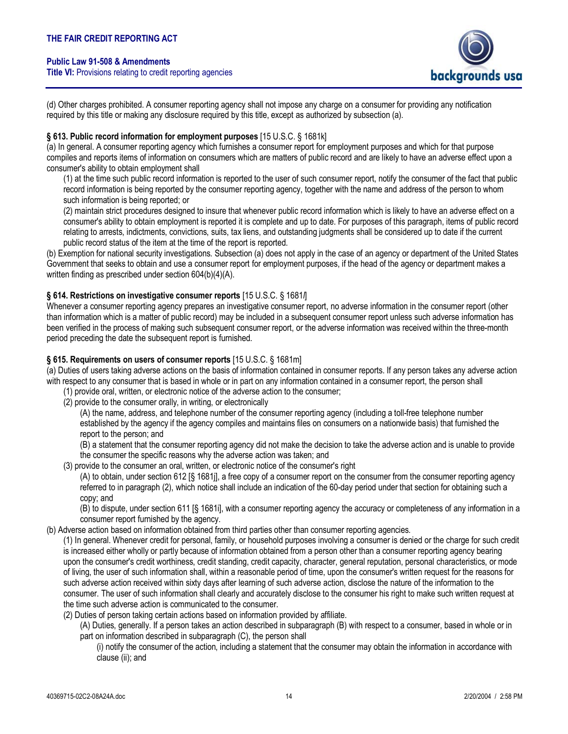(d) Other charges prohibited. A consumer reporting agency shall not impose any charge on a consumer for providing any notification required by this title or making any disclosure required by this title, except as authorized by subsection (a).

**§ 613. Public record information for employment purposes** [15 U.S.C. § 1681k]

(a) In general. A consumer reporting agency which furnishes a consumer report for employment purposes and which for that purpose compiles and reports items of information on consumers which are matters of public record and are likely to have an adverse effect upon a consumer's ability to obtain employment shall

(1) at the time such public record information is reported to the user of such consumer report, notify the consumer of the fact that public record information is being reported by the consumer reporting agency, together with the name and address of the person to whom such information is being reported; or

(2) maintain strict procedures designed to insure that whenever public record information which is likely to have an adverse effect on a consumer's ability to obtain employment is reported it is complete and up to date. For purposes of this paragraph, items of public record relating to arrests, indictments, convictions, suits, tax liens, and outstanding judgments shall be considered up to date if the current public record status of the item at the time of the report is reported.

(b) Exemption for national security investigations. Subsection (a) does not apply in the case of an agency or department of the United States Government that seeks to obtain and use a consumer report for employment purposes, if the head of the agency or department makes a written finding as prescribed under section 604(b)(4)(A).

**§ 614. Restrictions on investigative consumer reports** [15 U.S.C. § 1681*l*]

Whenever a consumer reporting agency prepares an investigative consumer report, no adverse information in the consumer report (other than information which is a matter of public record) may be included in a subsequent consumer report unless such adverse information has been verified in the process of making such subsequent consumer report, or the adverse information was received within the three-month period preceding the date the subsequent report is furnished.

**§ 615. Requirements on users of consumer reports** [15 U.S.C. § 1681m]

(a) Duties of users taking adverse actions on the basis of information contained in consumer reports. If any person takes any adverse action with respect to any consumer that is based in whole or in part on any information contained in a consumer report, the person shall

(1) provide oral, written, or electronic notice of the adverse action to the consumer;

(2) provide to the consumer orally, in writing, or electronically

(A) the name, address, and telephone number of the consumer reporting agency (including a toll-free telephone number established by the agency if the agency compiles and maintains files on consumers on a nationwide basis) that furnished the report to the person; and

(B) a statement that the consumer reporting agency did not make the decision to take the adverse action and is unable to provide the consumer the specific reasons why the adverse action was taken; and

(3) provide to the consumer an oral, written, or electronic notice of the consumer's right

(A) to obtain, under section 612 [§ 1681j], a free copy of a consumer report on the consumer from the consumer reporting agency referred to in paragraph (2), which notice shall include an indication of the 60-day period under that section for obtaining such a copy; and

(B) to dispute, under section 611 [§ 1681i], with a consumer reporting agency the accuracy or completeness of any information in a consumer report furnished by the agency.

(b) Adverse action based on information obtained from third parties other than consumer reporting agencies.

(1) In general. Whenever credit for personal, family, or household purposes involving a consumer is denied or the charge for such credit is increased either wholly or partly because of information obtained from a person other than a consumer reporting agency bearing upon the consumer's credit worthiness, credit standing, credit capacity, character, general reputation, personal characteristics, or mode of living, the user of such information shall, within a reasonable period of time, upon the consumer's written request for the reasons for such adverse action received within sixty days after learning of such adverse action, disclose the nature of the information to the consumer. The user of such information shall clearly and accurately disclose to the consumer his right to make such written request at the time such adverse action is communicated to the consumer.

(2) Duties of person taking certain actions based on information provided by affiliate.

(A) Duties, generally. If a person takes an action described in subparagraph (B) with respect to a consumer, based in whole or in part on information described in subparagraph (C), the person shall

(i) notify the consumer of the action, including a statement that the consumer may obtain the information in accordance with clause (ii); and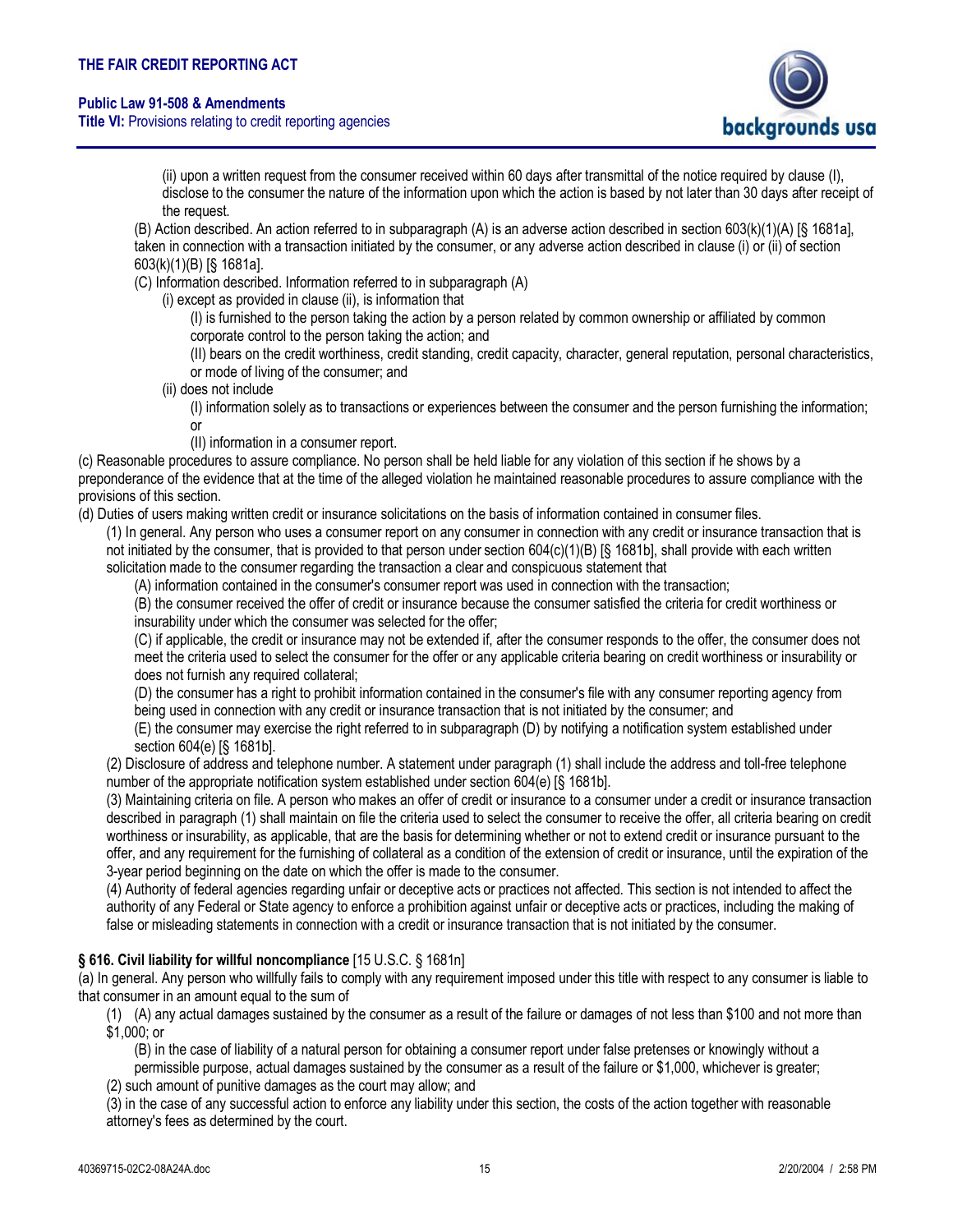(ii) upon a written request from the consumer received within 60 days after transmittal of the notice required by clause (I), disclose to the consumer the nature of the information upon which the action is based by not later than 30 days after receipt of the request.

(B) Action described. An action referred to in subparagraph (A) is an adverse action described in section 603(k)(1)(A) [§ 1681a], taken in connection with a transaction initiated by the consumer, or any adverse action described in clause (i) or (ii) of section 603(k)(1)(B) [§ 1681a].

(C) Information described. Information referred to in subparagraph (A)

(i) except as provided in clause (ii), is information that

(I) is furnished to the person taking the action by a person related by common ownership or affiliated by common corporate control to the person taking the action; and

(II) bears on the credit worthiness, credit standing, credit capacity, character, general reputation, personal characteristics, or mode of living of the consumer; and

(ii) does not include

(I) information solely as to transactions or experiences between the consumer and the person furnishing the information; or

(II) information in a consumer report.

(c) Reasonable procedures to assure compliance. No person shall be held liable for any violation of this section if he shows by a preponderance of the evidence that at the time of the alleged violation he maintained reasonable procedures to assure compliance with the provisions of this section.

(d) Duties of users making written credit or insurance solicitations on the basis of information contained in consumer files.

(1) In general. Any person who uses a consumer report on any consumer in connection with any credit or insurance transaction that is not initiated by the consumer, that is provided to that person under section 604(c)(1)(B) [§ 1681b], shall provide with each written solicitation made to the consumer regarding the transaction a clear and conspicuous statement that

(A) information contained in the consumer's consumer report was used in connection with the transaction;

(B) the consumer received the offer of credit or insurance because the consumer satisfied the criteria for credit worthiness or insurability under which the consumer was selected for the offer;

(C) if applicable, the credit or insurance may not be extended if, after the consumer responds to the offer, the consumer does not meet the criteria used to select the consumer for the offer or any applicable criteria bearing on credit worthiness or insurability or does not furnish any required collateral;

(D) the consumer has a right to prohibit information contained in the consumer's file with any consumer reporting agency from being used in connection with any credit or insurance transaction that is not initiated by the consumer; and

(E) the consumer may exercise the right referred to in subparagraph (D) by notifying a notification system established under section 604(e) [§ 1681b].

(2) Disclosure of address and telephone number. A statement under paragraph (1) shall include the address and toll-free telephone number of the appropriate notification system established under section 604(e) [§ 1681b].

(3) Maintaining criteria on file. A person who makes an offer of credit or insurance to a consumer under a credit or insurance transaction described in paragraph (1) shall maintain on file the criteria used to select the consumer to receive the offer, all criteria bearing on credit worthiness or insurability, as applicable, that are the basis for determining whether or not to extend credit or insurance pursuant to the offer, and any requirement for the furnishing of collateral as a condition of the extension of credit or insurance, until the expiration of the 3-year period beginning on the date on which the offer is made to the consumer.

(4) Authority of federal agencies regarding unfair or deceptive acts or practices not affected. This section is not intended to affect the authority of any Federal or State agency to enforce a prohibition against unfair or deceptive acts or practices, including the making of false or misleading statements in connection with a credit or insurance transaction that is not initiated by the consumer.

### § 616. Civil liability for willful noncompliance [15 U.S.C. § 1681n]

(a) In general. Any person who willfully fails to comply with any requirement imposed under this title with respect to any consumer is liable to that consumer in an amount equal to the sum of

(1) (A) any actual damages sustained by the consumer as a result of the failure or damages of not less than $100 and not more than $1,000; or

(B) in the case of liability of a natural person for obtaining a consumer report under false pretenses or knowingly without a permissible purpose, actual damages sustained by the consumer as a result of the failure or $1,000, whichever is greater;

(2) such amount of punitive damages as the court may allow; and

(3) in the case of any successful action to enforce any liability under this section, the costs of the action together with reasonable attorney's fees as determined by the court.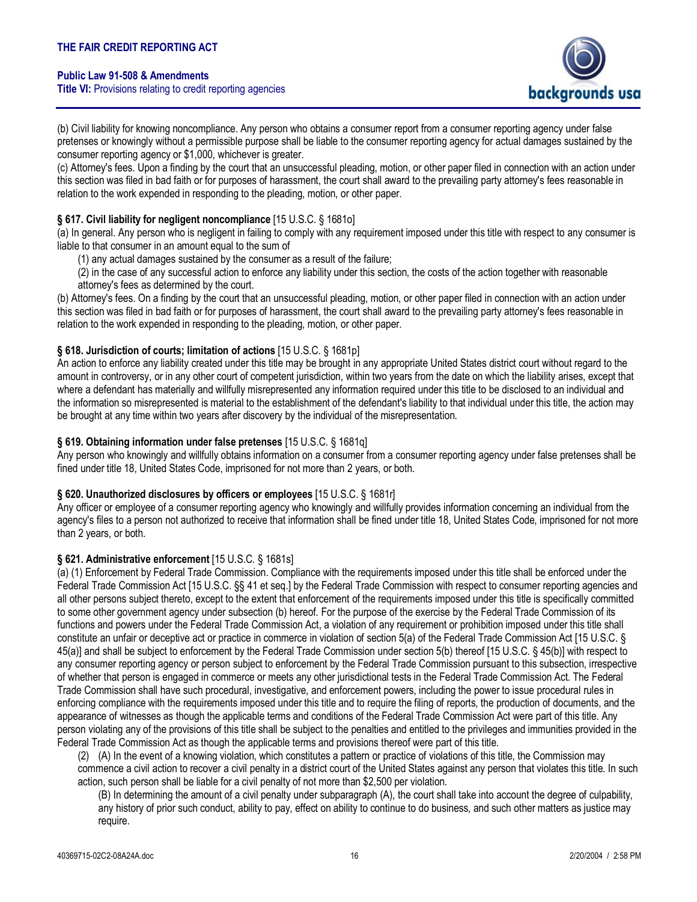(b) Civil liability for knowing noncompliance. Any person who obtains a consumer report from a consumer reporting agency under false pretenses or knowingly without a permissible purpose shall be liable to the consumer reporting agency for actual damages sustained by the consumer reporting agency or $1,000, whichever is greater.

(c) Attorney's fees. Upon a finding by the court that an unsuccessful pleading, motion, or other paper filed in connection with an action under this section was filed in bad faith or for purposes of harassment, the court shall award to the prevailing party attorney's fees reasonable in relation to the work expended in responding to the pleading, motion, or other paper.

**§ 617. Civil liability for negligent noncompliance** [15 U.S.C. § 1681o]

(a) In general. Any person who is negligent in failing to comply with any requirement imposed under this title with respect to any consumer is liable to that consumer in an amount equal to the sum of

(1) any actual damages sustained by the consumer as a result of the failure;

(2) in the case of any successful action to enforce any liability under this section, the costs of the action together with reasonable attorney's fees as determined by the court.

(b) Attorney's fees. On a finding by the court that an unsuccessful pleading, motion, or other paper filed in connection with an action under this section was filed in bad faith or for purposes of harassment, the court shall award to the prevailing party attorney's fees reasonable in relation to the work expended in responding to the pleading, motion, or other paper.

**§ 618. Jurisdiction of courts; limitation of actions** [15 U.S.C. § 1681p]

An action to enforce any liability created under this title may be brought in any appropriate United States district court without regard to the amount in controversy, or in any other court of competent jurisdiction, within two years from the date on which the liability arises, except that where a defendant has materially and willfully misrepresented any information required under this title to be disclosed to an individual and the information so misrepresented is material to the establishment of the defendant's liability to that individual under this title, the action may be brought at any time within two years after discovery by the individual of the misrepresentation.

**§ 619. Obtaining information under false pretenses** [15 U.S.C. § 1681q]

Any person who knowingly and willfully obtains information on a consumer from a consumer reporting agency under false pretenses shall be fined under title 18, United States Code, imprisoned for not more than 2 years, or both.

**§ 620. Unauthorized disclosures by officers or employees** [15 U.S.C. § 1681r]

Any officer or employee of a consumer reporting agency who knowingly and willfully provides information concerning an individual from the agency's files to a person not authorized to receive that information shall be fined under title 18, United States Code, imprisoned for not more than 2 years, or both.

**§ 621. Administrative enforcement** [15 U.S.C. § 1681s]

(a) (1) Enforcement by Federal Trade Commission. Compliance with the requirements imposed under this title shall be enforced under the Federal Trade Commission Act [15 U.S.C. §§ 41 et seq.] by the Federal Trade Commission with respect to consumer reporting agencies and all other persons subject thereto, except to the extent that enforcement of the requirements imposed under this title is specifically committed to some other government agency under subsection (b) hereof. For the purpose of the exercise by the Federal Trade Commission of its functions and powers under the Federal Trade Commission Act, a violation of any requirement or prohibition imposed under this title shall constitute an unfair or deceptive act or practice in commerce in violation of section 5(a) of the Federal Trade Commission Act [15 U.S.C. § 45(a)] and shall be subject to enforcement by the Federal Trade Commission under section 5(b) thereof [15 U.S.C. § 45(b)] with respect to any consumer reporting agency or person subject to enforcement by the Federal Trade Commission pursuant to this subsection, irrespective of whether that person is engaged in commerce or meets any other jurisdictional tests in the Federal Trade Commission Act. The Federal Trade Commission shall have such procedural, investigative, and enforcement powers, including the power to issue procedural rules in enforcing compliance with the requirements imposed under this title and to require the filing of reports, the production of documents, and the appearance of witnesses as though the applicable terms and conditions of the Federal Trade Commission Act were part of this title. Any person violating any of the provisions of this title shall be subject to the penalties and entitled to the privileges and immunities provided in the Federal Trade Commission Act as though the applicable terms and provisions thereof were part of this title.

(2) (A) In the event of a knowing violation, which constitutes a pattern or practice of violations of this title, the Commission may commence a civil action to recover a civil penalty in a district court of the United States against any person that violates this title. In such action, such person shall be liable for a civil penalty of not more than $2,500 per violation.

(B) In determining the amount of a civil penalty under subparagraph (A), the court shall take into account the degree of culpability, any history of prior such conduct, ability to pay, effect on ability to continue to do business, and such other matters as justice may require.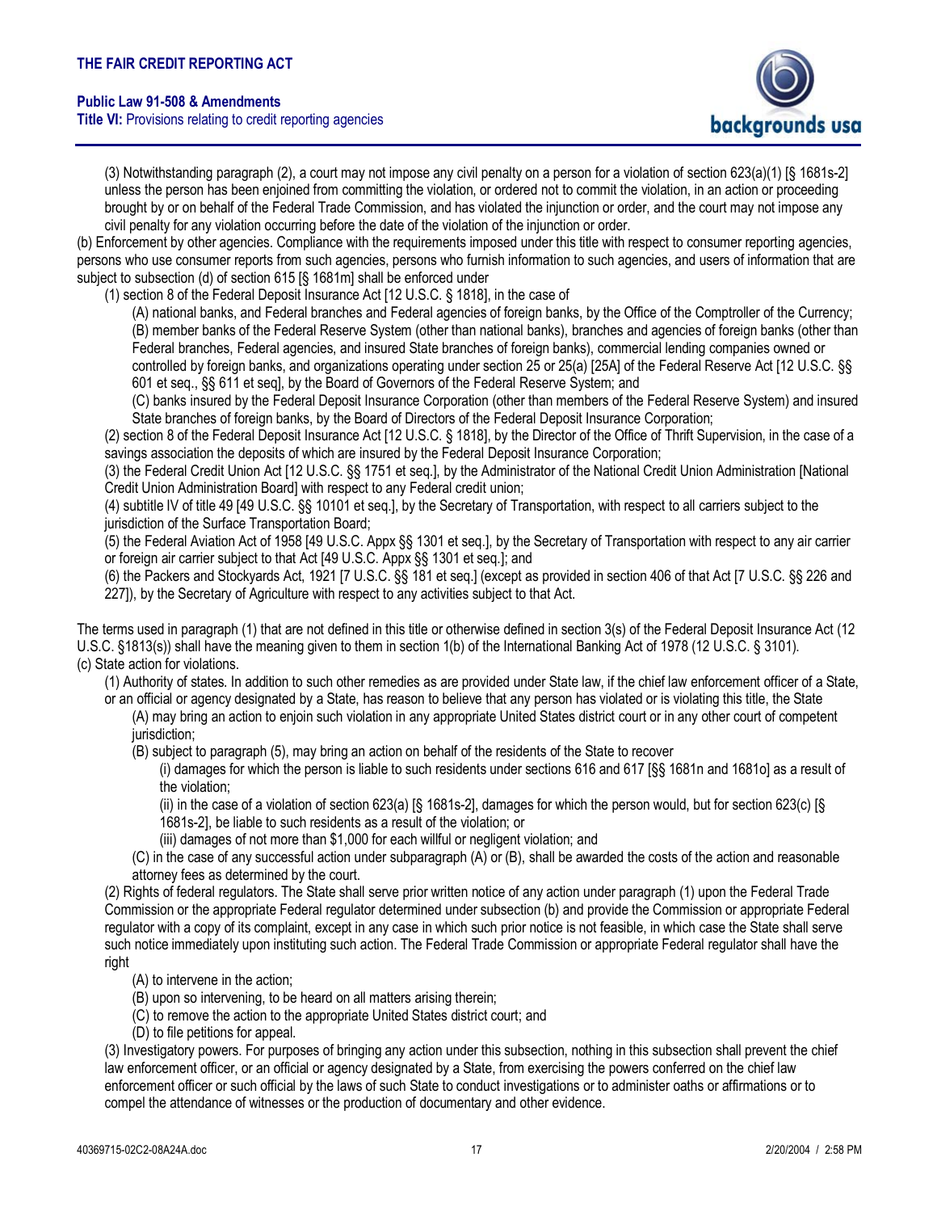(3) Notwithstanding paragraph (2), a court may not impose any civil penalty on a person for a violation of section 623(a)(1) [§ 1681s-2] unless the person has been enjoined from committing the violation, or ordered not to commit the violation, in an action or proceeding brought by or on behalf of the Federal Trade Commission, and has violated the injunction or order, and the court may not impose any civil penalty for any violation occurring before the date of the violation of the injunction or order.

(b) Enforcement by other agencies. Compliance with the requirements imposed under this title with respect to consumer reporting agencies, persons who use consumer reports from such agencies, persons who furnish information to such agencies, and users of information that are subject to subsection (d) of section 615 [§ 1681m] shall be enforced under

(1) section 8 of the Federal Deposit Insurance Act [12 U.S.C. § 1818], in the case of

(A) national banks, and Federal branches and Federal agencies of foreign banks, by the Office of the Comptroller of the Currency;

(B) member banks of the Federal Reserve System (other than national banks), branches and agencies of foreign banks (other than Federal branches, Federal agencies, and insured State branches of foreign banks), commercial lending companies owned or controlled by foreign banks, and organizations operating under section 25 or 25(a) [25A] of the Federal Reserve Act [12 U.S.C. §§ 601 et seq., §§ 611 et seq], by the Board of Governors of the Federal Reserve System; and

(C) banks insured by the Federal Deposit Insurance Corporation (other than members of the Federal Reserve System) and insured State branches of foreign banks, by the Board of Directors of the Federal Deposit Insurance Corporation;

(2) section 8 of the Federal Deposit Insurance Act [12 U.S.C. § 1818], by the Director of the Office of Thrift Supervision, in the case of a savings association the deposits of which are insured by the Federal Deposit Insurance Corporation;

(3) the Federal Credit Union Act [12 U.S.C. §§ 1751 et seq.], by the Administrator of the National Credit Union Administration [National Credit Union Administration Board] with respect to any Federal credit union;

(4) subtitle IV of title 49 [49 U.S.C. §§ 10101 et seq.], by the Secretary of Transportation, with respect to all carriers subject to the jurisdiction of the Surface Transportation Board;

(5) the Federal Aviation Act of 1958 [49 U.S.C. Appx §§ 1301 et seq.], by the Secretary of Transportation with respect to any air carrier or foreign air carrier subject to that Act [49 U.S.C. Appx §§ 1301 et seq.]; and

(6) the Packers and Stockyards Act, 1921 [7 U.S.C. §§ 181 et seq.] (except as provided in section 406 of that Act [7 U.S.C. §§ 226 and 227]), by the Secretary of Agriculture with respect to any activities subject to that Act.

The terms used in paragraph (1) that are not defined in this title or otherwise defined in section 3(s) of the Federal Deposit Insurance Act (12 U.S.C. §1813(s)) shall have the meaning given to them in section 1(b) of the International Banking Act of 1978 (12 U.S.C. § 3101).

(c) State action for violations.

(1) Authority of states. In addition to such other remedies as are provided under State law, if the chief law enforcement officer of a State, or an official or agency designated by a State, has reason to believe that any person has violated or is violating this title, the State

(A) may bring an action to enjoin such violation in any appropriate United States district court or in any other court of competent jurisdiction;

(B) subject to paragraph (5), may bring an action on behalf of the residents of the State to recover

(i) damages for which the person is liable to such residents under sections 616 and 617 [§§ 1681n and 1681o] as a result of the violation;

(ii) in the case of a violation of section 623(a) [§ 1681s-2], damages for which the person would, but for section 623(c) [§ 1681s-2], be liable to such residents as a result of the violation; or

(iii) damages of not more than $1,000 for each willful or negligent violation; and

(C) in the case of any successful action under subparagraph (A) or (B), shall be awarded the costs of the action and reasonable attorney fees as determined by the court.

(2) Rights of federal regulators. The State shall serve prior written notice of any action under paragraph (1) upon the Federal Trade Commission or the appropriate Federal regulator determined under subsection (b) and provide the Commission or appropriate Federal regulator with a copy of its complaint, except in any case in which such prior notice is not feasible, in which case the State shall serve such notice immediately upon instituting such action. The Federal Trade Commission or appropriate Federal regulator shall have the right

(A) to intervene in the action;

(B) upon so intervening, to be heard on all matters arising therein;

(C) to remove the action to the appropriate United States district court; and

(D) to file petitions for appeal.

(3) Investigatory powers. For purposes of bringing any action under this subsection, nothing in this subsection shall prevent the chief law enforcement officer, or an official or agency designated by a State, from exercising the powers conferred on the chief law enforcement officer or such official by the laws of such State to conduct investigations or to administer oaths or affirmations or to compel the attendance of witnesses or the production of documentary and other evidence.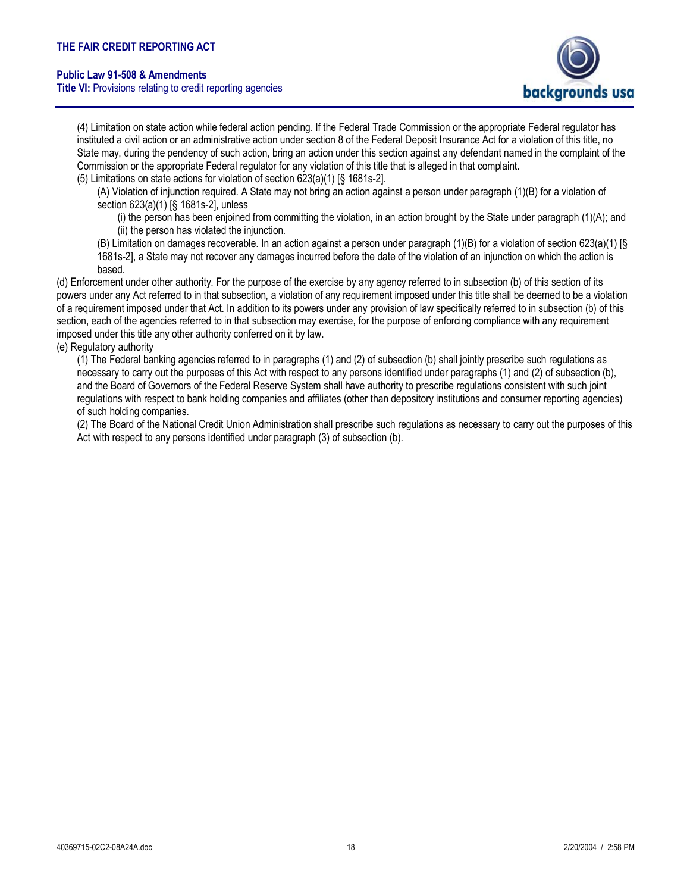(4) Limitation on state action while federal action pending. If the Federal Trade Commission or the appropriate Federal regulator has instituted a civil action or an administrative action under section 8 of the Federal Deposit Insurance Act for a violation of this title, no State may, during the pendency of such action, bring an action under this section against any defendant named in the complaint of the Commission or the appropriate Federal regulator for any violation of this title that is alleged in that complaint.

(5) Limitations on state actions for violation of section 623(a)(1) [§ 1681s-2].

(A) Violation of injunction required. A State may not bring an action against a person under paragraph (1)(B) for a violation of section 623(a)(1) [§ 1681s-2], unless

(i) the person has been enjoined from committing the violation, in an action brought by the State under paragraph (1)(A); and

(ii) the person has violated the injunction.

(B) Limitation on damages recoverable. In an action against a person under paragraph (1)(B) for a violation of section 623(a)(1) [§ 1681s-2], a State may not recover any damages incurred before the date of the violation of an injunction on which the action is based.

(d) Enforcement under other authority. For the purpose of the exercise by any agency referred to in subsection (b) of this section of its powers under any Act referred to in that subsection, a violation of any requirement imposed under this title shall be deemed to be a violation of a requirement imposed under that Act. In addition to its powers under any provision of law specifically referred to in subsection (b) of this section, each of the agencies referred to in that subsection may exercise, for the purpose of enforcing compliance with any requirement imposed under this title any other authority conferred on it by law.

(e) Regulatory authority

(1) The Federal banking agencies referred to in paragraphs (1) and (2) of subsection (b) shall jointly prescribe such regulations as necessary to carry out the purposes of this Act with respect to any persons identified under paragraphs (1) and (2) of subsection (b), and the Board of Governors of the Federal Reserve System shall have authority to prescribe regulations consistent with such joint regulations with respect to bank holding companies and affiliates (other than depository institutions and consumer reporting agencies) of such holding companies.

(2) The Board of the National Credit Union Administration shall prescribe such regulations as necessary to carry out the purposes of this Act with respect to any persons identified under paragraph (3) of subsection (b).